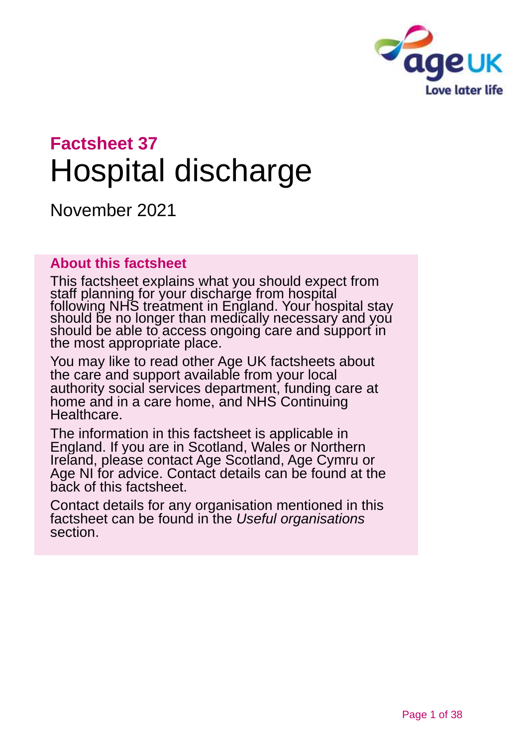# Factsheet 37

# Hospital discharge

November 2021

**About this factsheet**

This factsheet explains what you should expect from staff planning for your discharge from hospital following NHS treatment in England. Your hospital stay should be no longer than medically necessary and you should be able to access ongoing care and support in the most appropriate place.

You may like to read other Age UK factsheets about the care and support available from your local authority social services department, funding care at home and in a care home, and NHS Continuing Healthcare.

The information in this factsheet is applicable in England. If you are in Scotland, Wales or Northern Ireland, please contact Age Scotland, Age Cymru or Age NI for advice. Contact details can be found at the back of this factsheet.

Contact details for any organisation mentioned in this factsheet can be found in the *Useful organisations* section.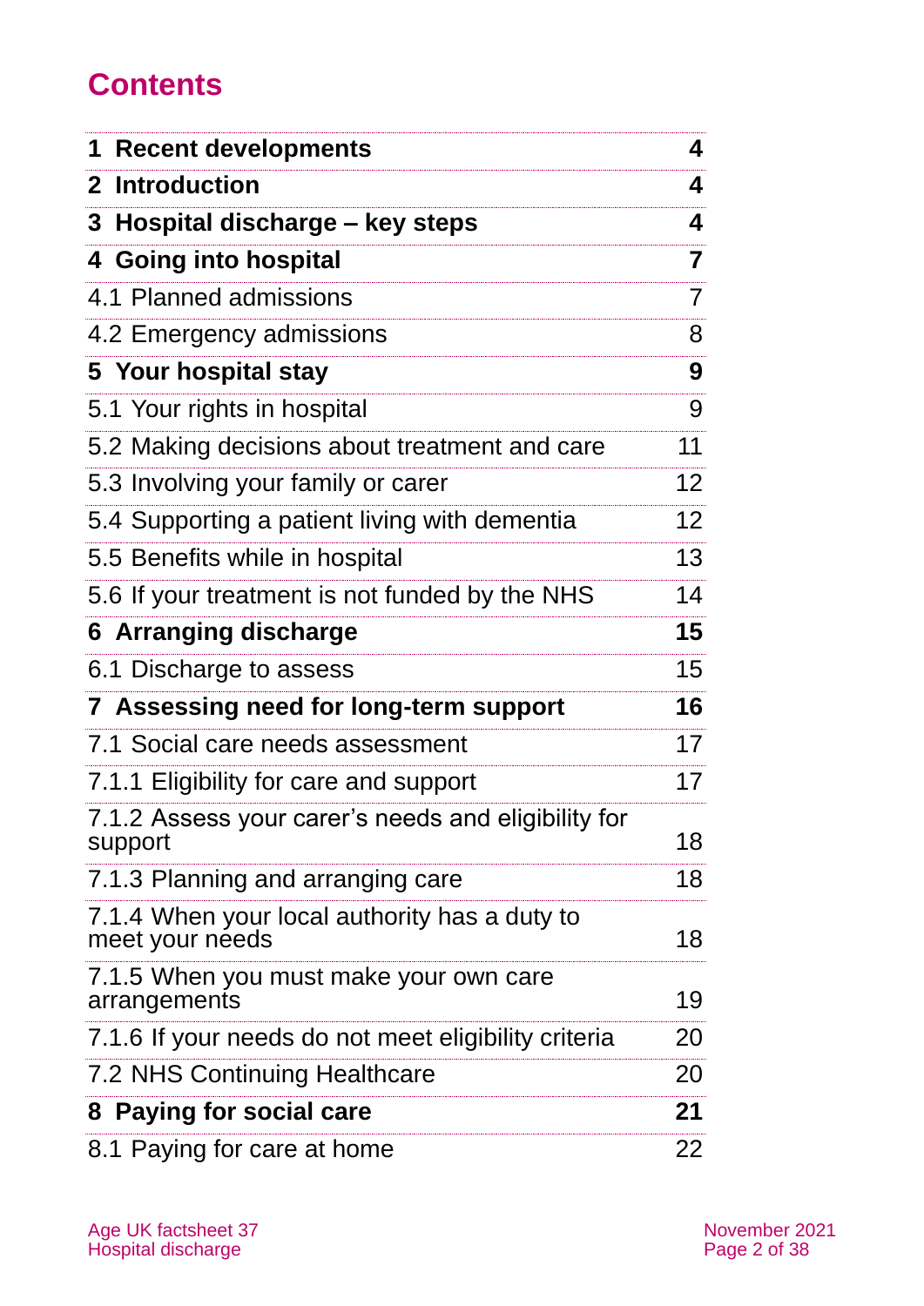# Contents

| | |
|---|---|
| **1 Recent developments** | **4** |
| **2 Introduction** | **4** |
| **3 Hospital discharge – key steps** | **4** |
| **4 Going into hospital** | **7** |
| 4.1 Planned admissions | 7 |
| 4.2 Emergency admissions | 8 |
| **5 Your hospital stay** | **9** |
| 5.1 Your rights in hospital | 9 |
| 5.2 Making decisions about treatment and care | 11 |
| 5.3 Involving your family or carer | 12 |
| 5.4 Supporting a patient living with dementia | 12 |
| 5.5 Benefits while in hospital | 13 |
| 5.6 If your treatment is not funded by the NHS | 14 |
| **6 Arranging discharge** | **15** |
| 6.1 Discharge to assess | 15 |
| **7 Assessing need for long-term support** | **16** |
| 7.1 Social care needs assessment | 17 |
| 7.1.1 Eligibility for care and support | 17 |
| 7.1.2 Assess your carer's needs and eligibility for support | 18 |
| 7.1.3 Planning and arranging care | 18 |
| 7.1.4 When your local authority has a duty to meet your needs | 18 |
| 7.1.5 When you must make your own care arrangements | 19 |
| 7.1.6 If your needs do not meet eligibility criteria | 20 |
| 7.2 NHS Continuing Healthcare | 20 |
| **8 Paying for social care** | **21** |
| 8.1 Paying for care at home | 22 |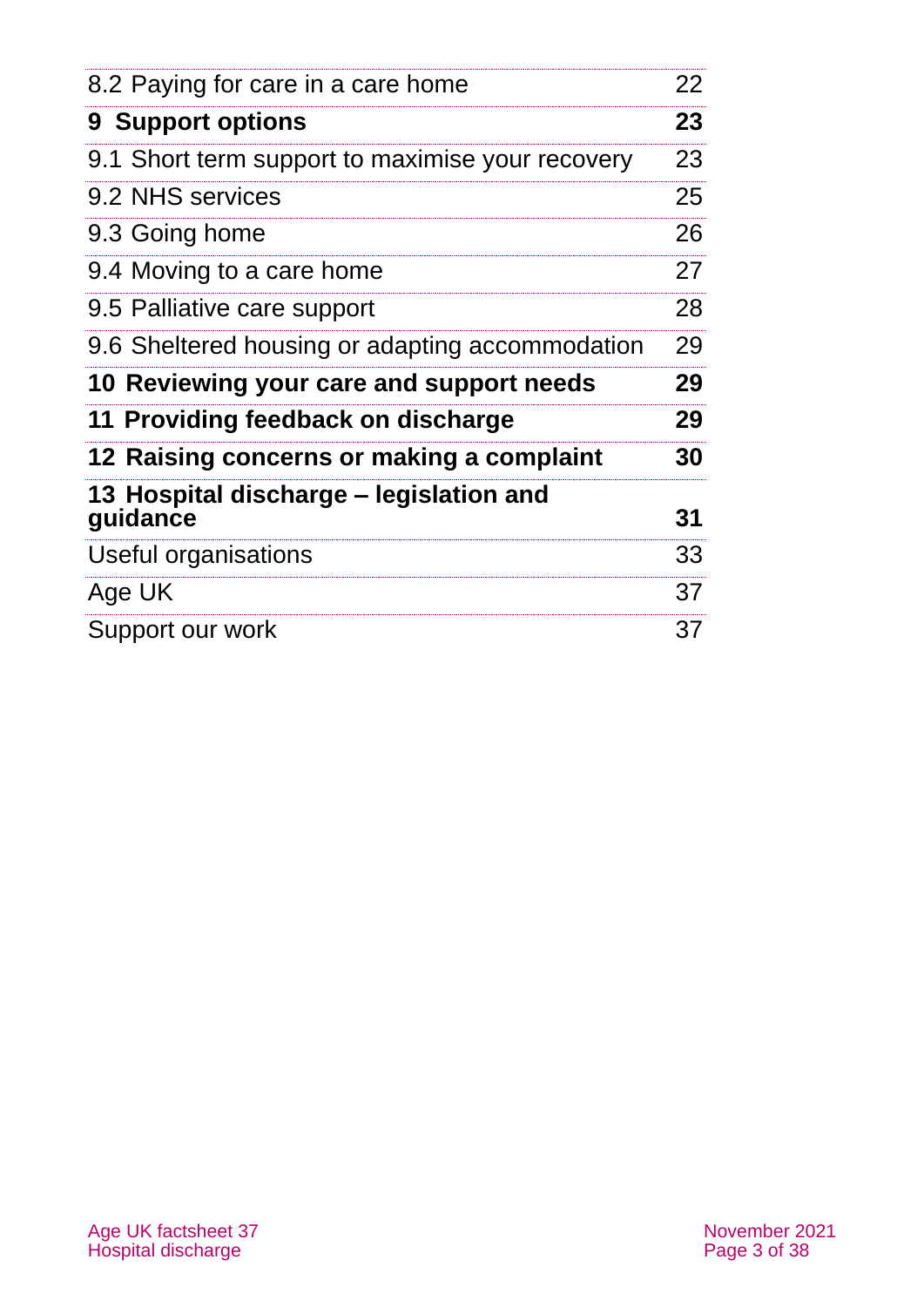| | |
|---|---|
| 8.2 Paying for care in a care home | 22 |
| **9 Support options** | **23** |
| 9.1 Short term support to maximise your recovery | 23 |
| 9.2 NHS services | 25 |
| 9.3 Going home | 26 |
| 9.4 Moving to a care home | 27 |
| 9.5 Palliative care support | 28 |
| 9.6 Sheltered housing or adapting accommodation | 29 |
| **10 Reviewing your care and support needs** | **29** |
| **11 Providing feedback on discharge** | **29** |
| **12 Raising concerns or making a complaint** | **30** |
| **13 Hospital discharge – legislation and guidance** | **31** |
| Useful organisations | 33 |
| Age UK | 37 |
| Support our work | 37 |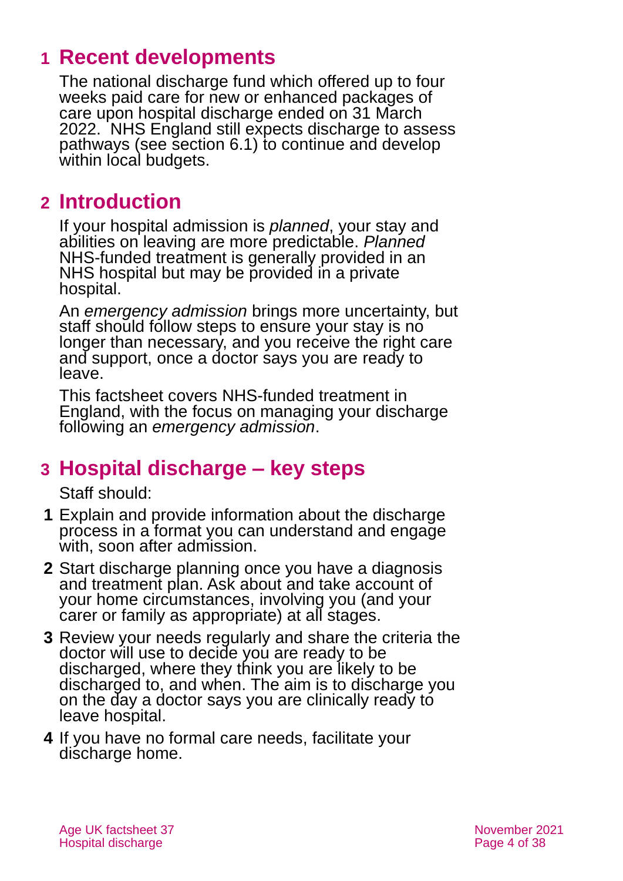## 1 Recent developments

The national discharge fund which offered up to four weeks paid care for new or enhanced packages of care upon hospital discharge ended on 31 March 2022. NHS England still expects discharge to assess pathways (see section 6.1) to continue and develop within local budgets.

## 2 Introduction

If your hospital admission is *planned*, your stay and abilities on leaving are more predictable. *Planned* NHS-funded treatment is generally provided in an NHS hospital but may be provided in a private hospital.

An *emergency admission* brings more uncertainty, but staff should follow steps to ensure your stay is no longer than necessary, and you receive the right care and support, once a doctor says you are ready to leave.

This factsheet covers NHS-funded treatment in England, with the focus on managing your discharge following an *emergency admission*.

## 3 Hospital discharge – key steps

Staff should:

1. Explain and provide information about the discharge process in a format you can understand and engage with, soon after admission.
2. Start discharge planning once you have a diagnosis and treatment plan. Ask about and take account of your home circumstances, involving you (and your carer or family as appropriate) at all stages.
3. Review your needs regularly and share the criteria the doctor will use to decide you are ready to be discharged, where they think you are likely to be discharged to, and when. The aim is to discharge you on the day a doctor says you are clinically ready to leave hospital.
4. If you have no formal care needs, facilitate your discharge home.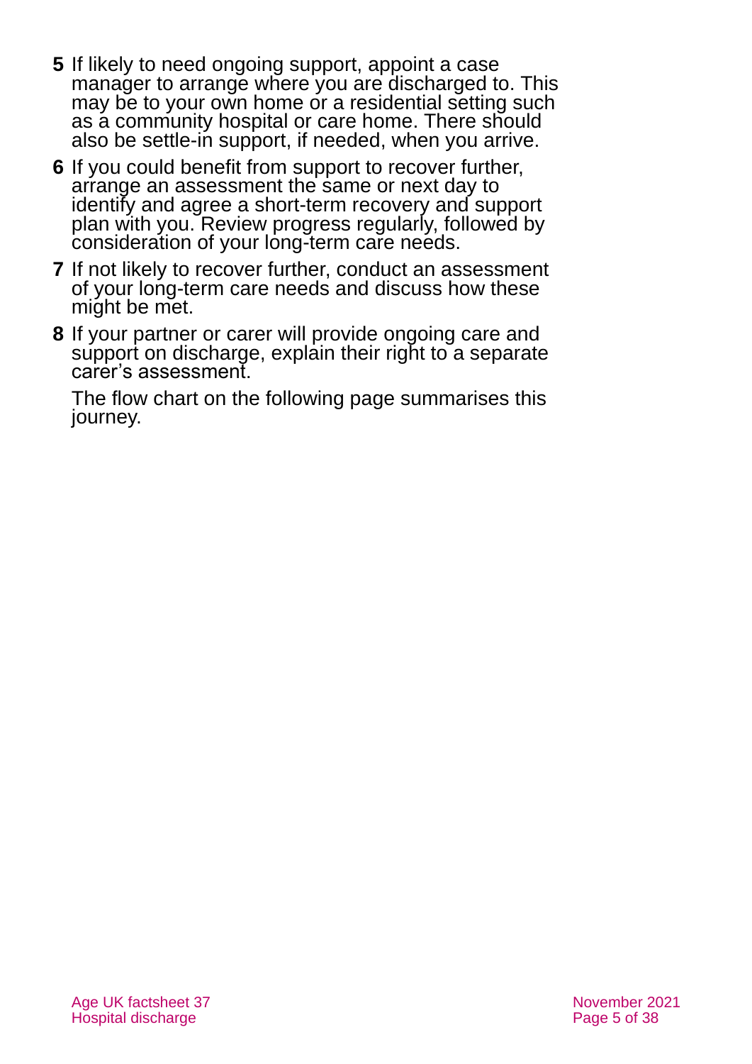5. If likely to need ongoing support, appoint a case manager to arrange where you are discharged to. This may be to your own home or a residential setting such as a community hospital or care home. There should also be settle-in support, if needed, when you arrive.
6. If you could benefit from support to recover further, arrange an assessment the same or next day to identify and agree a short-term recovery and support plan with you. Review progress regularly, followed by consideration of your long-term care needs.
7. If not likely to recover further, conduct an assessment of your long-term care needs and discuss how these might be met.
8. If your partner or carer will provide ongoing care and support on discharge, explain their right to a separate carer's assessment.

The flow chart on the following page summarises this journey.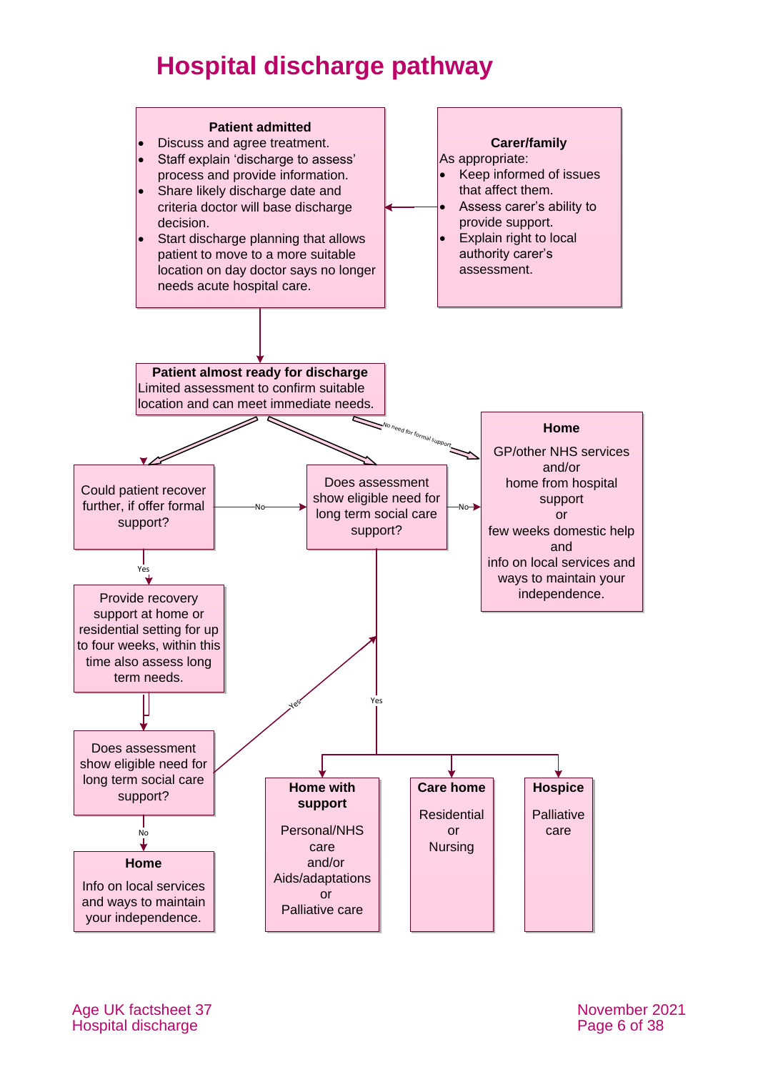# Hospital discharge pathway

**Patient admitted**

- Discuss and agree treatment.
- Staff explain 'discharge to assess' process and provide information.
- Share likely discharge date and criteria doctor will base discharge decision.
- Start discharge planning that allows patient to move to a more suitable location on day doctor says no longer needs acute hospital care.

**Carer/family**

As appropriate:

- Keep informed of issues that affect them.
- Assess carer's ability to provide support.
- Explain right to local authority carer's assessment.

**Patient almost ready for discharge**

Limited assessment to confirm suitable location and can meet immediate needs.

No need for formal support → **Home**

GP/other NHS services and/or home from hospital support or few weeks domestic help and info on local services and ways to maintain your independence.

Could patient recover further, if offer formal support?

- No → Does assessment show eligible need for long term social care support?
- Yes → Provide recovery support at home or residential setting for up to four weeks, within this time also assess long term needs. → Does assessment show eligible need for long term social care support?
  - Yes → (long term social care options below)
  - No → **Home** Info on local services and ways to maintain your independence.

Does assessment show eligible need for long term social care support?

- No → **Home** (GP/other NHS services and/or home from hospital support or few weeks domestic help and info on local services and ways to maintain your independence.)
- Yes →
  - **Home with support** Personal/NHS care and/or Aids/adaptations or Palliative care
  - **Care home** Residential or Nursing
  - **Hospice** Palliative care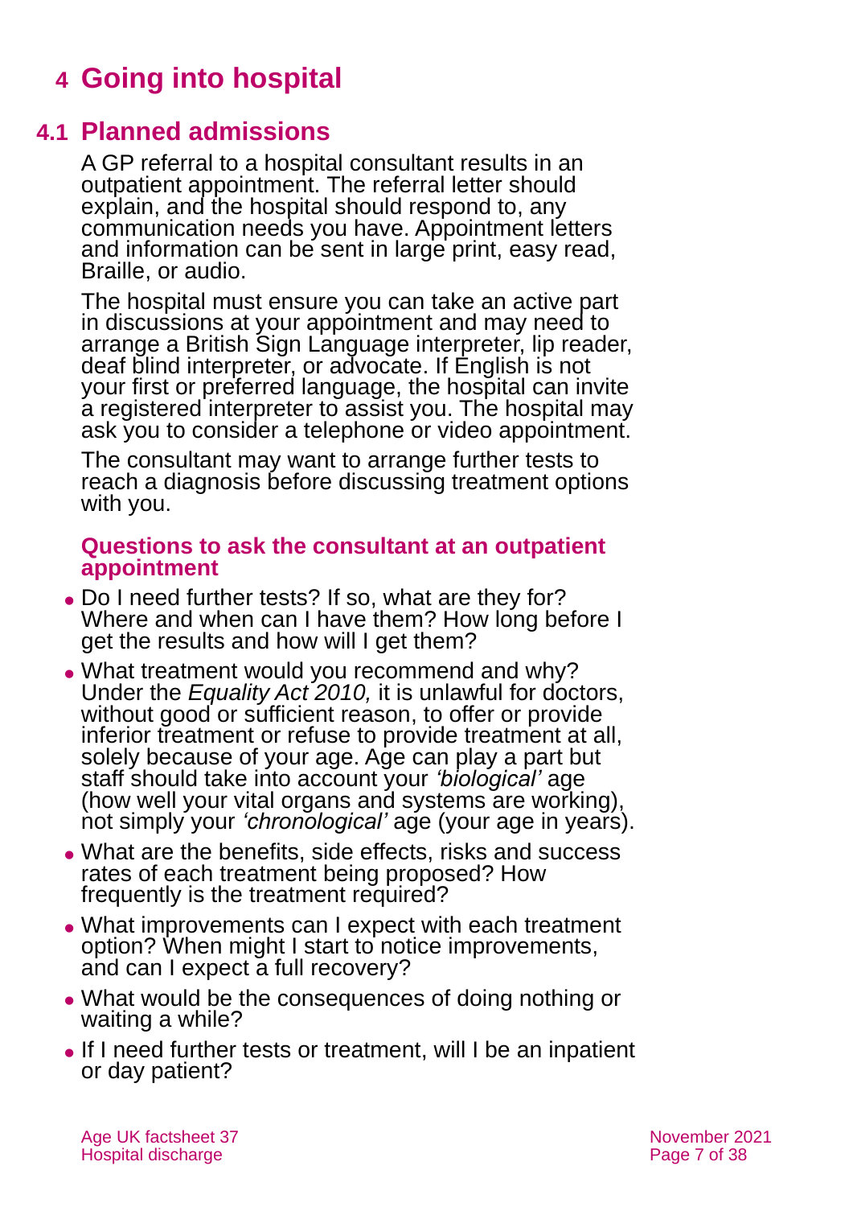# 4 Going into hospital

## 4.1 Planned admissions

A GP referral to a hospital consultant results in an outpatient appointment. The referral letter should explain, and the hospital should respond to, any communication needs you have. Appointment letters and information can be sent in large print, easy read, Braille, or audio.

The hospital must ensure you can take an active part in discussions at your appointment and may need to arrange a British Sign Language interpreter, lip reader, deaf blind interpreter, or advocate. If English is not your first or preferred language, the hospital can invite a registered interpreter to assist you. The hospital may ask you to consider a telephone or video appointment.

The consultant may want to arrange further tests to reach a diagnosis before discussing treatment options with you.

### Questions to ask the consultant at an outpatient appointment

- Do I need further tests? If so, what are they for? Where and when can I have them? How long before I get the results and how will I get them?
- What treatment would you recommend and why? Under the *Equality Act 2010,* it is unlawful for doctors, without good or sufficient reason, to offer or provide inferior treatment or refuse to provide treatment at all, solely because of your age. Age can play a part but staff should take into account your *'biological'* age (how well your vital organs and systems are working), not simply your *'chronological'* age (your age in years).
- What are the benefits, side effects, risks and success rates of each treatment being proposed? How frequently is the treatment required?
- What improvements can I expect with each treatment option? When might I start to notice improvements, and can I expect a full recovery?
- What would be the consequences of doing nothing or waiting a while?
- If I need further tests or treatment, will I be an inpatient or day patient?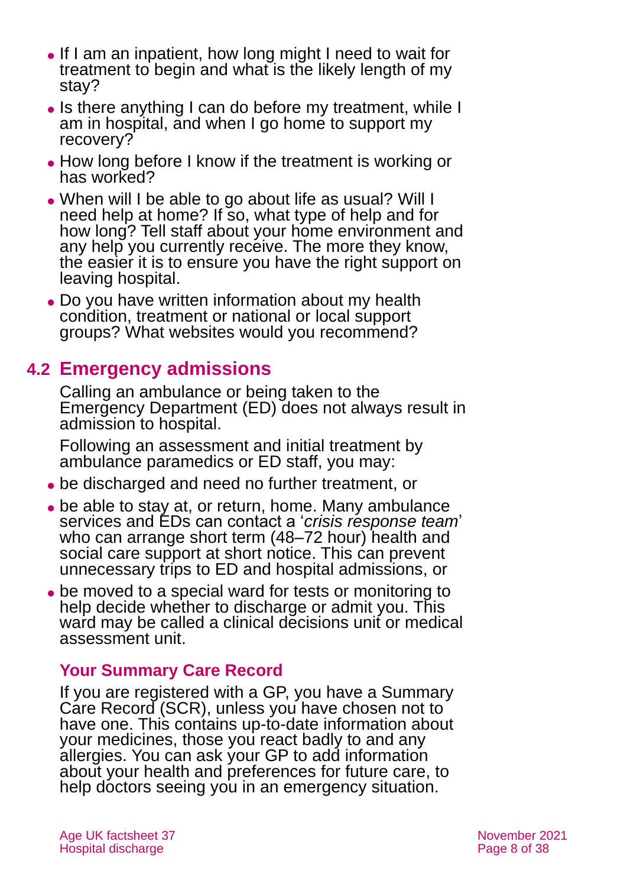- If I am an inpatient, how long might I need to wait for treatment to begin and what is the likely length of my stay?
- Is there anything I can do before my treatment, while I am in hospital, and when I go home to support my recovery?
- How long before I know if the treatment is working or has worked?
- When will I be able to go about life as usual? Will I need help at home? If so, what type of help and for how long? Tell staff about your home environment and any help you currently receive. The more they know, the easier it is to ensure you have the right support on leaving hospital.
- Do you have written information about my health condition, treatment or national or local support groups? What websites would you recommend?

## 4.2 Emergency admissions

Calling an ambulance or being taken to the Emergency Department (ED) does not always result in admission to hospital.

Following an assessment and initial treatment by ambulance paramedics or ED staff, you may:

- be discharged and need no further treatment, or
- be able to stay at, or return, home. Many ambulance services and EDs can contact a '*crisis response team*' who can arrange short term (48–72 hour) health and social care support at short notice. This can prevent unnecessary trips to ED and hospital admissions, or
- be moved to a special ward for tests or monitoring to help decide whether to discharge or admit you. This ward may be called a clinical decisions unit or medical assessment unit.

### Your Summary Care Record

If you are registered with a GP, you have a Summary Care Record (SCR), unless you have chosen not to have one. This contains up-to-date information about your medicines, those you react badly to and any allergies. You can ask your GP to add information about your health and preferences for future care, to help doctors seeing you in an emergency situation.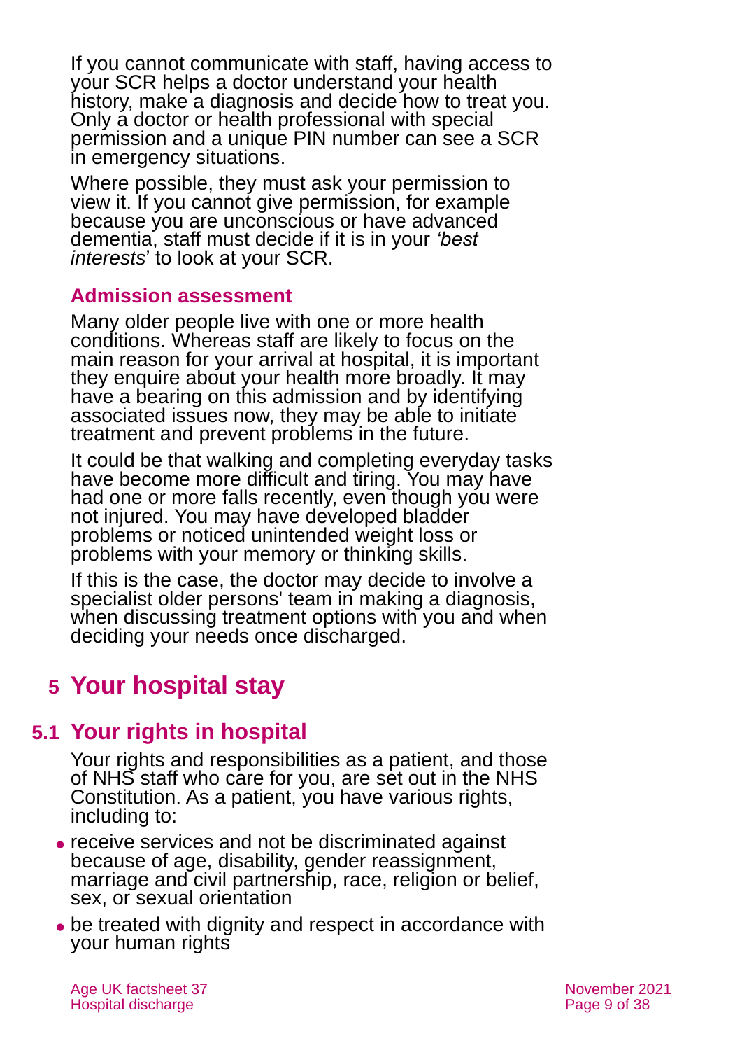If you cannot communicate with staff, having access to your SCR helps a doctor understand your health history, make a diagnosis and decide how to treat you. Only a doctor or health professional with special permission and a unique PIN number can see a SCR in emergency situations.

Where possible, they must ask your permission to view it. If you cannot give permission, for example because you are unconscious or have advanced dementia, staff must decide if it is in your *'best interests*' to look at your SCR.

### Admission assessment

Many older people live with one or more health conditions. Whereas staff are likely to focus on the main reason for your arrival at hospital, it is important they enquire about your health more broadly. It may have a bearing on this admission and by identifying associated issues now, they may be able to initiate treatment and prevent problems in the future.

It could be that walking and completing everyday tasks have become more difficult and tiring. You may have had one or more falls recently, even though you were not injured. You may have developed bladder problems or noticed unintended weight loss or problems with your memory or thinking skills.

If this is the case, the doctor may decide to involve a specialist older persons' team in making a diagnosis, when discussing treatment options with you and when deciding your needs once discharged.

# 5 Your hospital stay

## 5.1 Your rights in hospital

Your rights and responsibilities as a patient, and those of NHS staff who care for you, are set out in the NHS Constitution. As a patient, you have various rights, including to:

- receive services and not be discriminated against because of age, disability, gender reassignment, marriage and civil partnership, race, religion or belief, sex, or sexual orientation
- be treated with dignity and respect in accordance with your human rights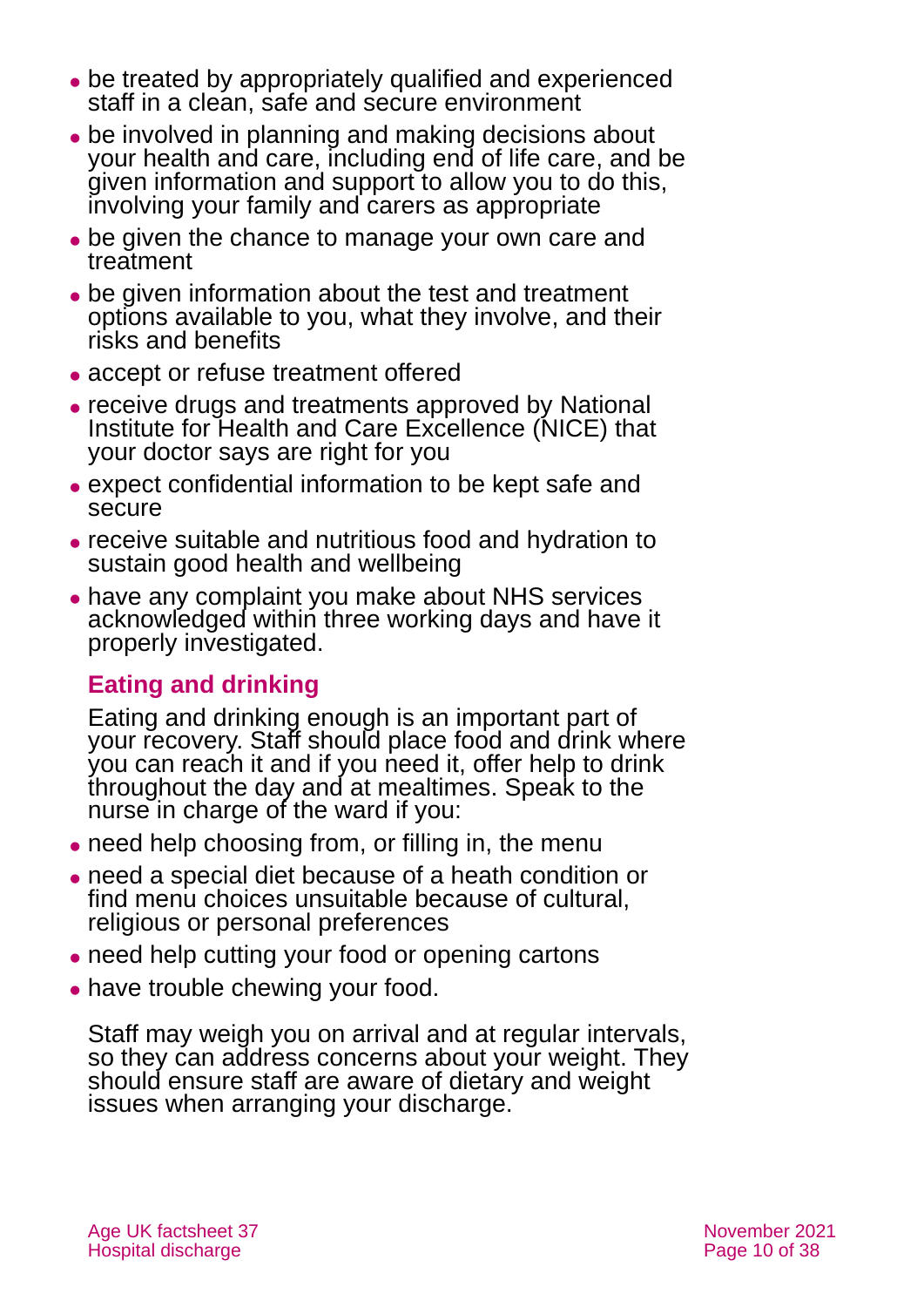- be treated by appropriately qualified and experienced staff in a clean, safe and secure environment
- be involved in planning and making decisions about your health and care, including end of life care, and be given information and support to allow you to do this, involving your family and carers as appropriate
- be given the chance to manage your own care and treatment
- be given information about the test and treatment options available to you, what they involve, and their risks and benefits
- accept or refuse treatment offered
- receive drugs and treatments approved by National Institute for Health and Care Excellence (NICE) that your doctor says are right for you
- expect confidential information to be kept safe and secure
- receive suitable and nutritious food and hydration to sustain good health and wellbeing
- have any complaint you make about NHS services acknowledged within three working days and have it properly investigated.

## Eating and drinking

Eating and drinking enough is an important part of your recovery. Staff should place food and drink where you can reach it and if you need it, offer help to drink throughout the day and at mealtimes. Speak to the nurse in charge of the ward if you:

- need help choosing from, or filling in, the menu
- need a special diet because of a heath condition or find menu choices unsuitable because of cultural, religious or personal preferences
- need help cutting your food or opening cartons
- have trouble chewing your food.

Staff may weigh you on arrival and at regular intervals, so they can address concerns about your weight. They should ensure staff are aware of dietary and weight issues when arranging your discharge.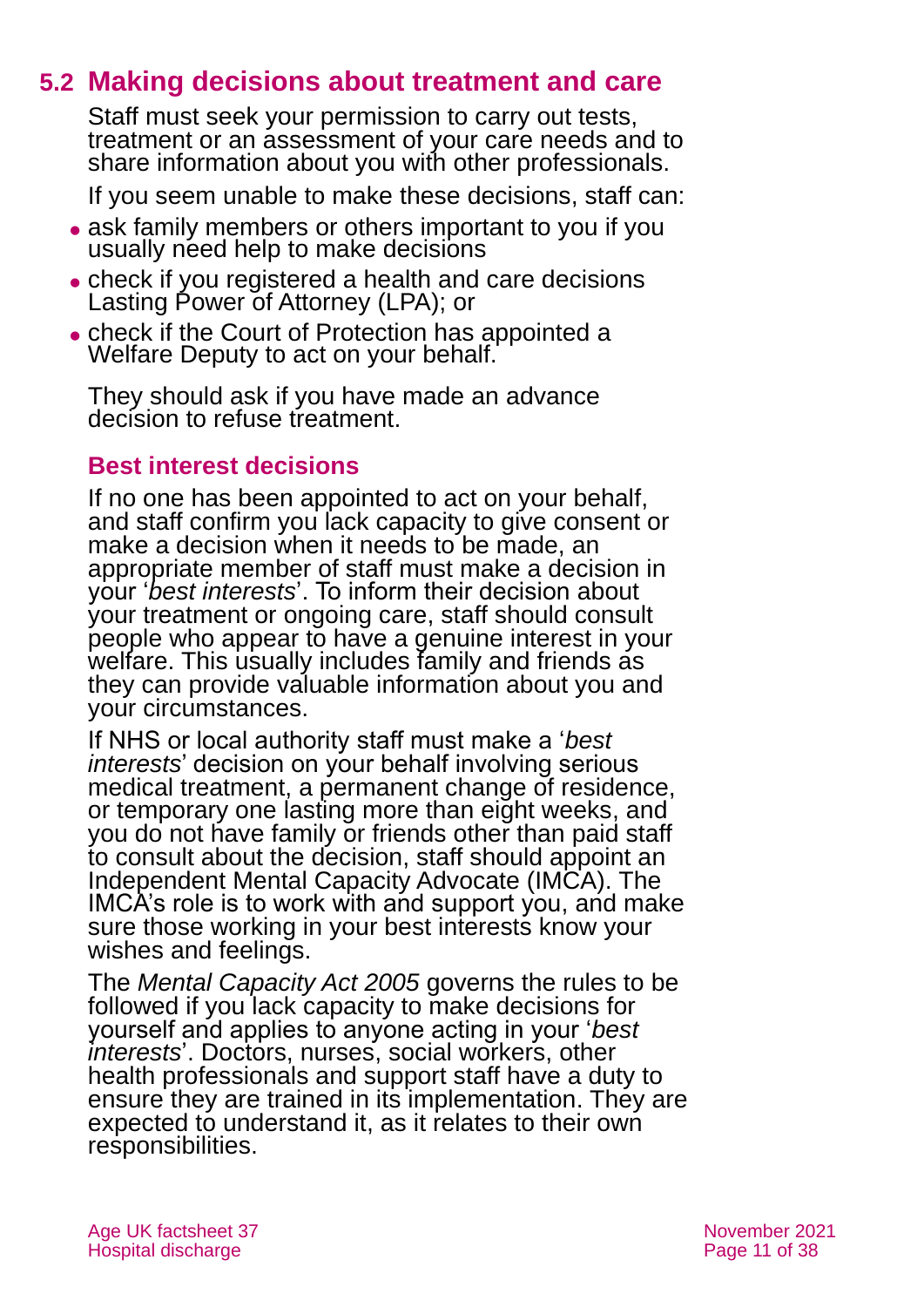## 5.2 Making decisions about treatment and care

Staff must seek your permission to carry out tests, treatment or an assessment of your care needs and to share information about you with other professionals.

If you seem unable to make these decisions, staff can:

- ask family members or others important to you if you usually need help to make decisions
- check if you registered a health and care decisions Lasting Power of Attorney (LPA); or
- check if the Court of Protection has appointed a Welfare Deputy to act on your behalf.

They should ask if you have made an advance decision to refuse treatment.

### Best interest decisions

If no one has been appointed to act on your behalf, and staff confirm you lack capacity to give consent or make a decision when it needs to be made, an appropriate member of staff must make a decision in your '*best interests*'. To inform their decision about your treatment or ongoing care, staff should consult people who appear to have a genuine interest in your welfare. This usually includes family and friends as they can provide valuable information about you and your circumstances.

If NHS or local authority staff must make a '*best interests*' decision on your behalf involving serious medical treatment, a permanent change of residence, or temporary one lasting more than eight weeks, and you do not have family or friends other than paid staff to consult about the decision, staff should appoint an Independent Mental Capacity Advocate (IMCA). The IMCA's role is to work with and support you, and make sure those working in your best interests know your wishes and feelings.

The *Mental Capacity Act 2005* governs the rules to be followed if you lack capacity to make decisions for yourself and applies to anyone acting in your '*best interests*'. Doctors, nurses, social workers, other health professionals and support staff have a duty to ensure they are trained in its implementation. They are expected to understand it, as it relates to their own responsibilities.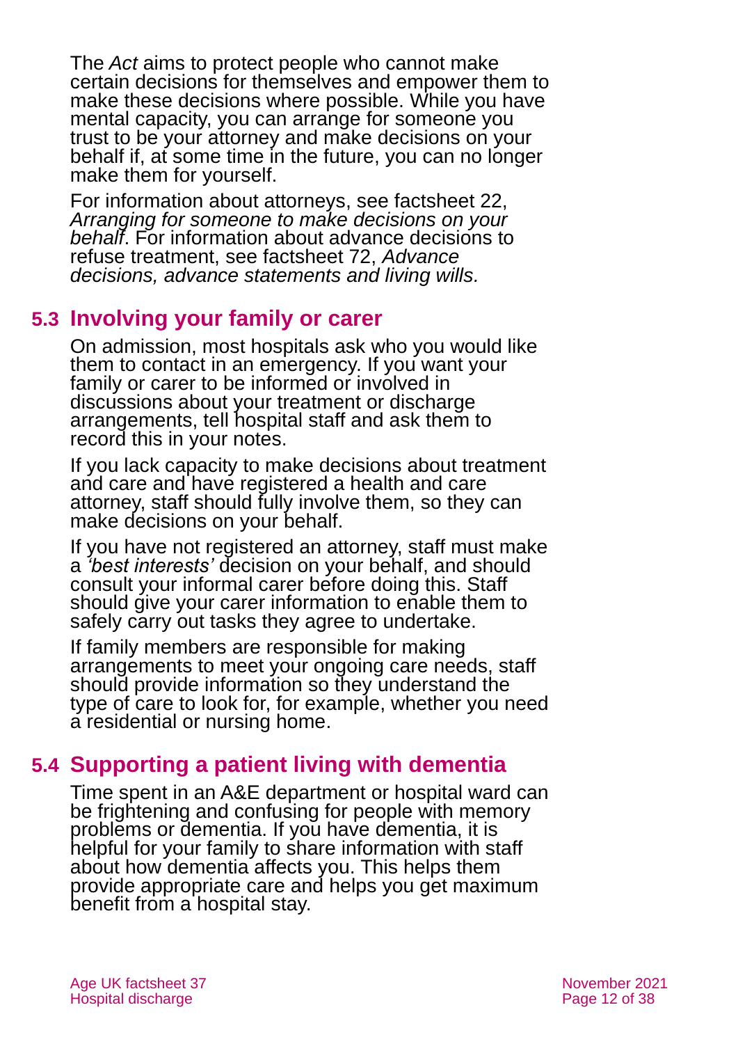The *Act* aims to protect people who cannot make certain decisions for themselves and empower them to make these decisions where possible. While you have mental capacity, you can arrange for someone you trust to be your attorney and make decisions on your behalf if, at some time in the future, you can no longer make them for yourself.

For information about attorneys, see factsheet 22, *Arranging for someone to make decisions on your behalf*. For information about advance decisions to refuse treatment, see factsheet 72, *Advance decisions, advance statements and living wills.*

## 5.3 Involving your family or carer

On admission, most hospitals ask who you would like them to contact in an emergency. If you want your family or carer to be informed or involved in discussions about your treatment or discharge arrangements, tell hospital staff and ask them to record this in your notes.

If you lack capacity to make decisions about treatment and care and have registered a health and care attorney, staff should fully involve them, so they can make decisions on your behalf.

If you have not registered an attorney, staff must make a *'best interests'* decision on your behalf, and should consult your informal carer before doing this. Staff should give your carer information to enable them to safely carry out tasks they agree to undertake.

If family members are responsible for making arrangements to meet your ongoing care needs, staff should provide information so they understand the type of care to look for, for example, whether you need a residential or nursing home.

## 5.4 Supporting a patient living with dementia

Time spent in an A&E department or hospital ward can be frightening and confusing for people with memory problems or dementia. If you have dementia, it is helpful for your family to share information with staff about how dementia affects you. This helps them provide appropriate care and helps you get maximum benefit from a hospital stay.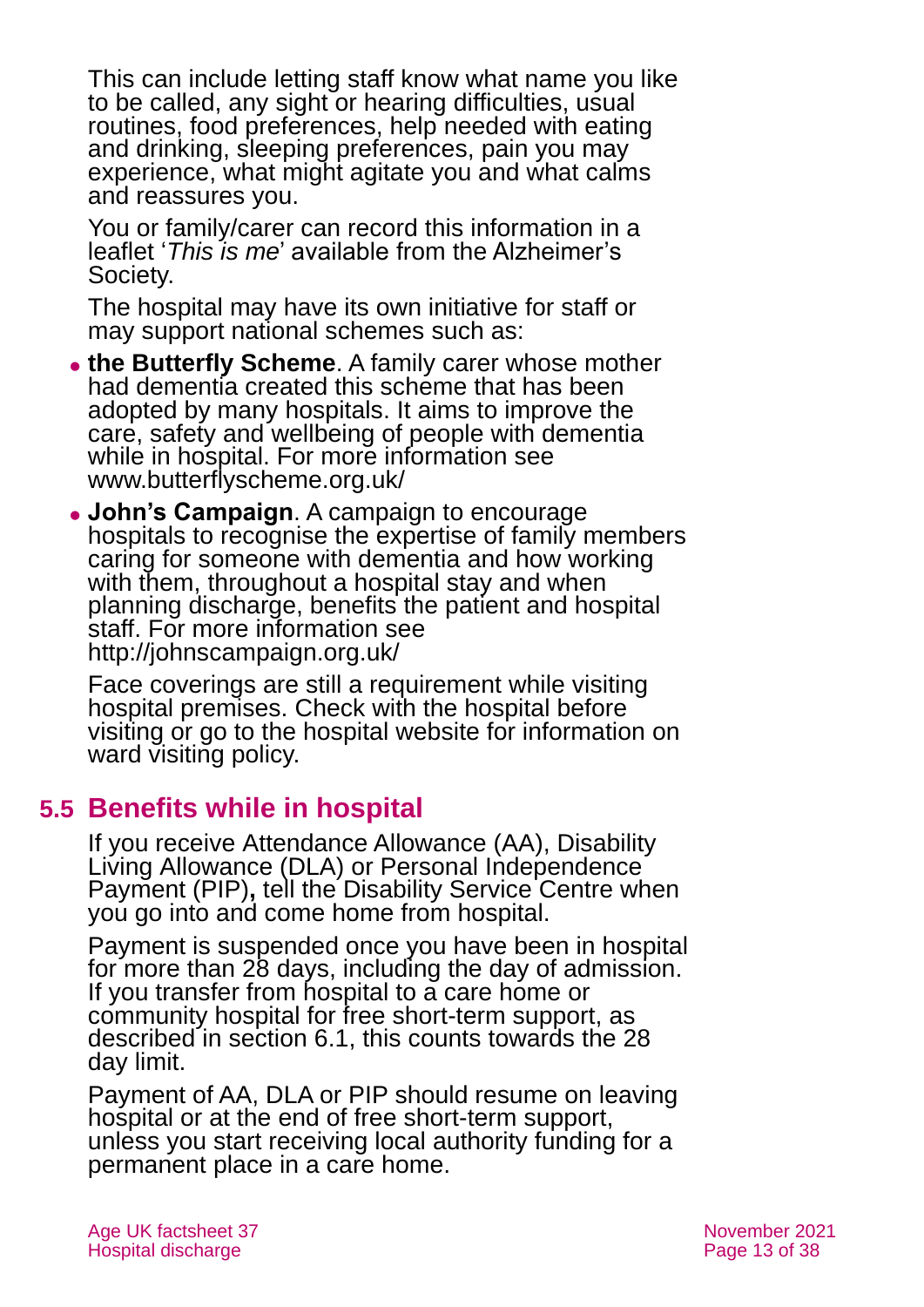This can include letting staff know what name you like to be called, any sight or hearing difficulties, usual routines, food preferences, help needed with eating and drinking, sleeping preferences, pain you may experience, what might agitate you and what calms and reassures you.

You or family/carer can record this information in a leaflet '*This is me*' available from the Alzheimer's Society.

The hospital may have its own initiative for staff or may support national schemes such as:

- **the Butterfly Scheme**. A family carer whose mother had dementia created this scheme that has been adopted by many hospitals. It aims to improve the care, safety and wellbeing of people with dementia while in hospital. For more information see www.butterflyscheme.org.uk/
- **John's Campaign**. A campaign to encourage hospitals to recognise the expertise of family members caring for someone with dementia and how working with them, throughout a hospital stay and when planning discharge, benefits the patient and hospital staff. For more information see http://johnscampaign.org.uk/

Face coverings are still a requirement while visiting hospital premises. Check with the hospital before visiting or go to the hospital website for information on ward visiting policy.

## 5.5 Benefits while in hospital

If you receive Attendance Allowance (AA), Disability Living Allowance (DLA) or Personal Independence Payment (PIP)**,** tell the Disability Service Centre when you go into and come home from hospital.

Payment is suspended once you have been in hospital for more than 28 days, including the day of admission. If you transfer from hospital to a care home or community hospital for free short-term support, as described in section 6.1, this counts towards the 28 day limit.

Payment of AA, DLA or PIP should resume on leaving hospital or at the end of free short-term support, unless you start receiving local authority funding for a permanent place in a care home.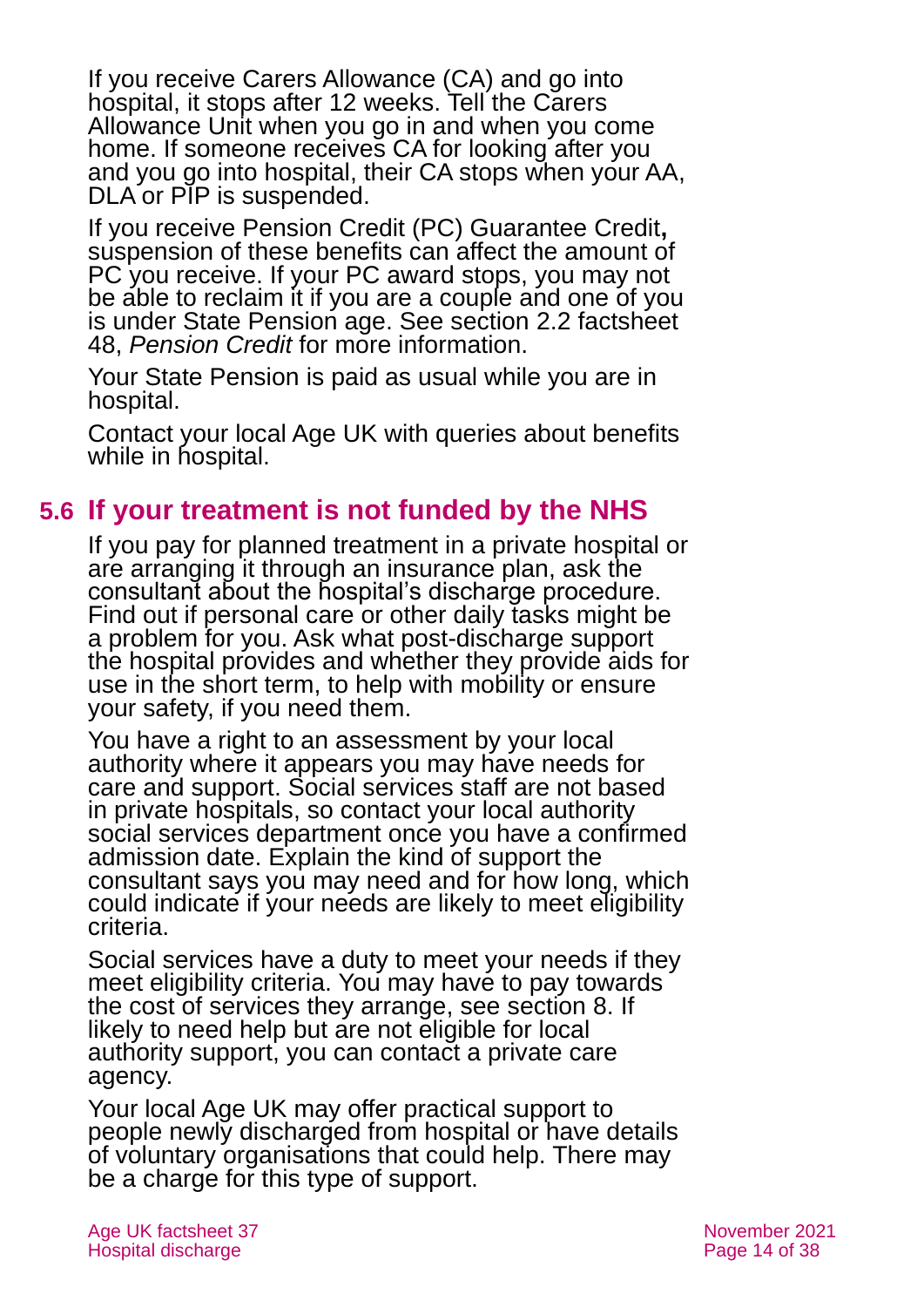If you receive Carers Allowance (CA) and go into hospital, it stops after 12 weeks. Tell the Carers Allowance Unit when you go in and when you come home. If someone receives CA for looking after you and you go into hospital, their CA stops when your AA, DLA or PIP is suspended.

If you receive Pension Credit (PC) Guarantee Credit**,** suspension of these benefits can affect the amount of PC you receive. If your PC award stops, you may not be able to reclaim it if you are a couple and one of you is under State Pension age. See section 2.2 factsheet 48, *Pension Credit* for more information.

Your State Pension is paid as usual while you are in hospital.

Contact your local Age UK with queries about benefits while in hospital.

## 5.6 If your treatment is not funded by the NHS

If you pay for planned treatment in a private hospital or are arranging it through an insurance plan, ask the consultant about the hospital's discharge procedure. Find out if personal care or other daily tasks might be a problem for you. Ask what post-discharge support the hospital provides and whether they provide aids for use in the short term, to help with mobility or ensure your safety, if you need them.

You have a right to an assessment by your local authority where it appears you may have needs for care and support. Social services staff are not based in private hospitals, so contact your local authority social services department once you have a confirmed admission date. Explain the kind of support the consultant says you may need and for how long, which could indicate if your needs are likely to meet eligibility criteria.

Social services have a duty to meet your needs if they meet eligibility criteria. You may have to pay towards the cost of services they arrange, see section 8. If likely to need help but are not eligible for local authority support, you can contact a private care agency.

Your local Age UK may offer practical support to people newly discharged from hospital or have details of voluntary organisations that could help. There may be a charge for this type of support.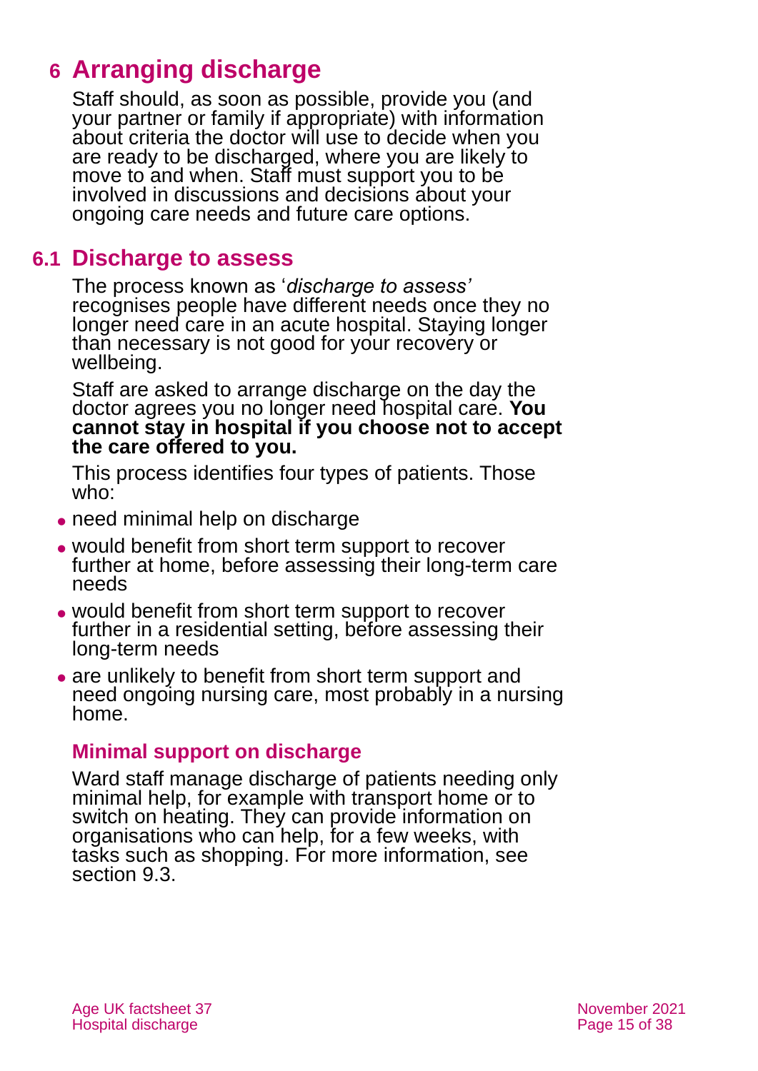# 6 Arranging discharge

Staff should, as soon as possible, provide you (and your partner or family if appropriate) with information about criteria the doctor will use to decide when you are ready to be discharged, where you are likely to move to and when. Staff must support you to be involved in discussions and decisions about your ongoing care needs and future care options.

## 6.1 Discharge to assess

The process known as '*discharge to assess'* recognises people have different needs once they no longer need care in an acute hospital. Staying longer than necessary is not good for your recovery or wellbeing.

Staff are asked to arrange discharge on the day the doctor agrees you no longer need hospital care. **You cannot stay in hospital if you choose not to accept the care offered to you.**

This process identifies four types of patients. Those who:

- need minimal help on discharge
- would benefit from short term support to recover further at home, before assessing their long-term care needs
- would benefit from short term support to recover further in a residential setting, before assessing their long-term needs
- are unlikely to benefit from short term support and need ongoing nursing care, most probably in a nursing home.

### Minimal support on discharge

Ward staff manage discharge of patients needing only minimal help, for example with transport home or to switch on heating. They can provide information on organisations who can help, for a few weeks, with tasks such as shopping. For more information, see section 9.3.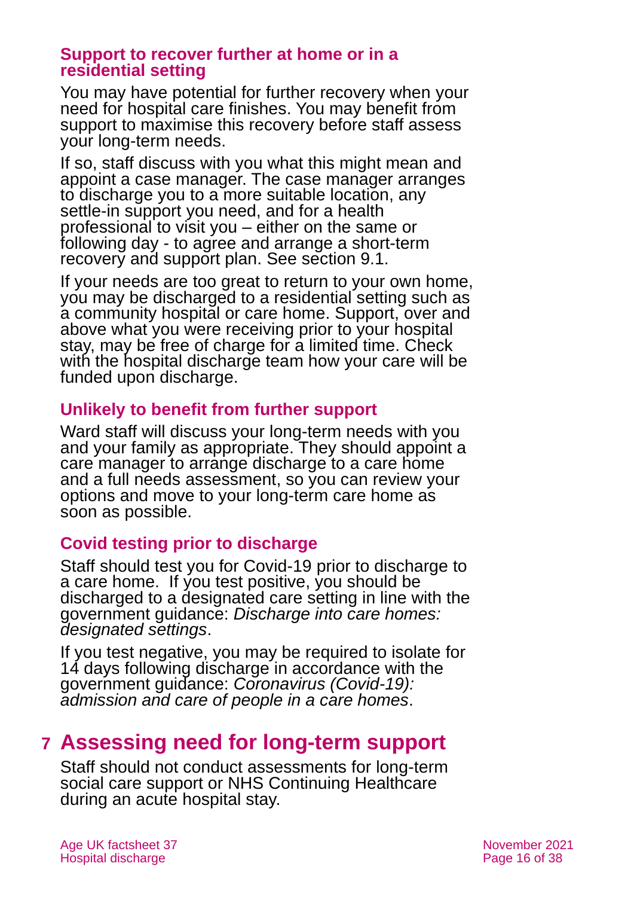### Support to recover further at home or in a residential setting

You may have potential for further recovery when your need for hospital care finishes. You may benefit from support to maximise this recovery before staff assess your long-term needs.

If so, staff discuss with you what this might mean and appoint a case manager. The case manager arranges to discharge you to a more suitable location, any settle-in support you need, and for a health professional to visit you – either on the same or following day - to agree and arrange a short-term recovery and support plan. See section 9.1.

If your needs are too great to return to your own home, you may be discharged to a residential setting such as a community hospital or care home. Support, over and above what you were receiving prior to your hospital stay, may be free of charge for a limited time. Check with the hospital discharge team how your care will be funded upon discharge.

### Unlikely to benefit from further support

Ward staff will discuss your long-term needs with you and your family as appropriate. They should appoint a care manager to arrange discharge to a care home and a full needs assessment, so you can review your options and move to your long-term care home as soon as possible.

### Covid testing prior to discharge

Staff should test you for Covid-19 prior to discharge to a care home. If you test positive, you should be discharged to a designated care setting in line with the government guidance: *Discharge into care homes: designated settings*.

If you test negative, you may be required to isolate for 14 days following discharge in accordance with the government guidance: *Coronavirus (Covid-19): admission and care of people in a care homes*.

# 7 Assessing need for long-term support

Staff should not conduct assessments for long-term social care support or NHS Continuing Healthcare during an acute hospital stay.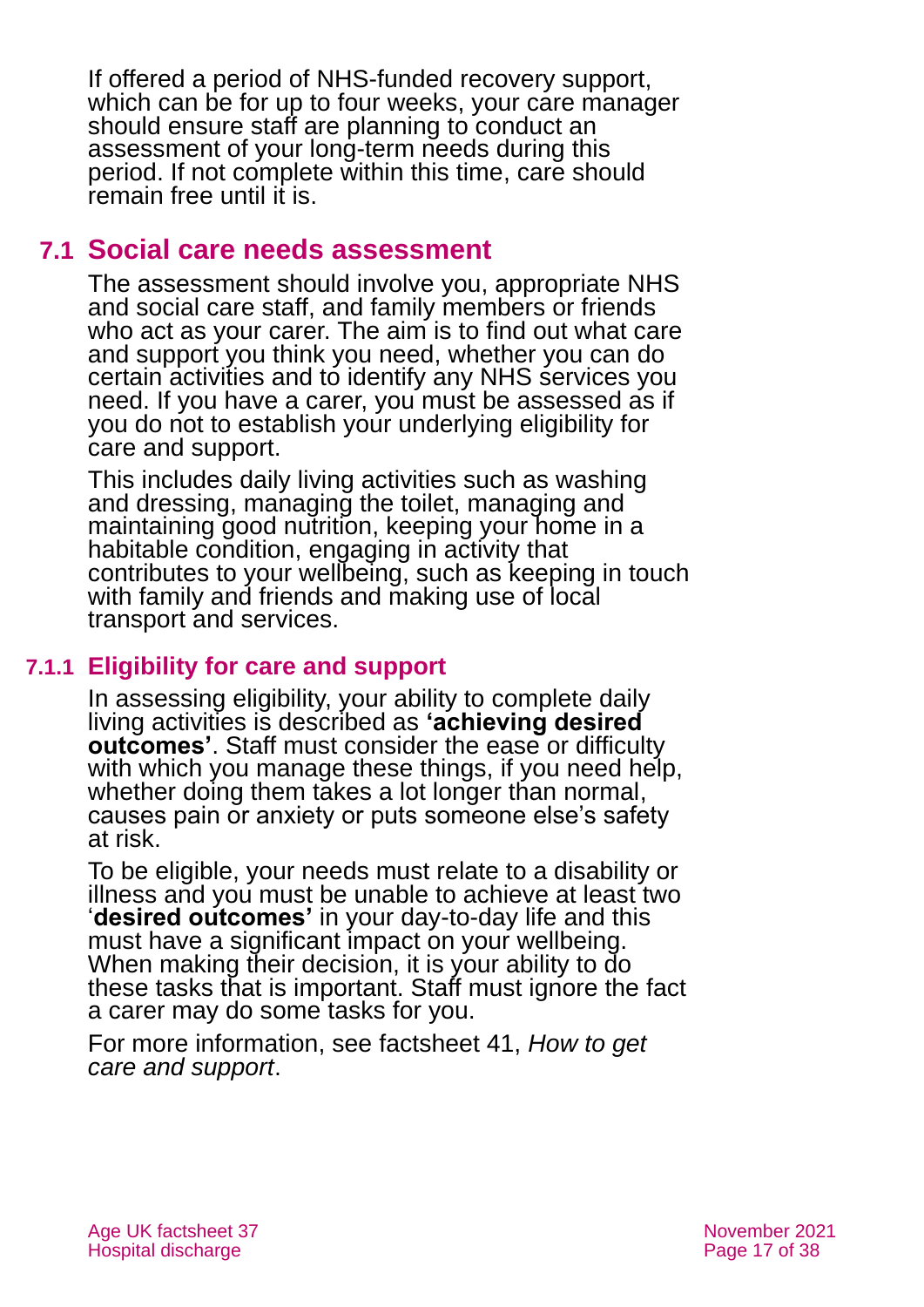If offered a period of NHS-funded recovery support, which can be for up to four weeks, your care manager should ensure staff are planning to conduct an assessment of your long-term needs during this period. If not complete within this time, care should remain free until it is.

## 7.1 Social care needs assessment

The assessment should involve you, appropriate NHS and social care staff, and family members or friends who act as your carer. The aim is to find out what care and support you think you need, whether you can do certain activities and to identify any NHS services you need. If you have a carer, you must be assessed as if you do not to establish your underlying eligibility for care and support.

This includes daily living activities such as washing and dressing, managing the toilet, managing and maintaining good nutrition, keeping your home in a habitable condition, engaging in activity that contributes to your wellbeing, such as keeping in touch with family and friends and making use of local transport and services.

### 7.1.1 Eligibility for care and support

In assessing eligibility, your ability to complete daily living activities is described as **'achieving desired outcomes'**. Staff must consider the ease or difficulty with which you manage these things, if you need help, whether doing them takes a lot longer than normal, causes pain or anxiety or puts someone else's safety at risk.

To be eligible, your needs must relate to a disability or illness and you must be unable to achieve at least two '**desired outcomes'** in your day-to-day life and this must have a significant impact on your wellbeing. When making their decision, it is your ability to do these tasks that is important. Staff must ignore the fact a carer may do some tasks for you.

For more information, see factsheet 41, *How to get care and support*.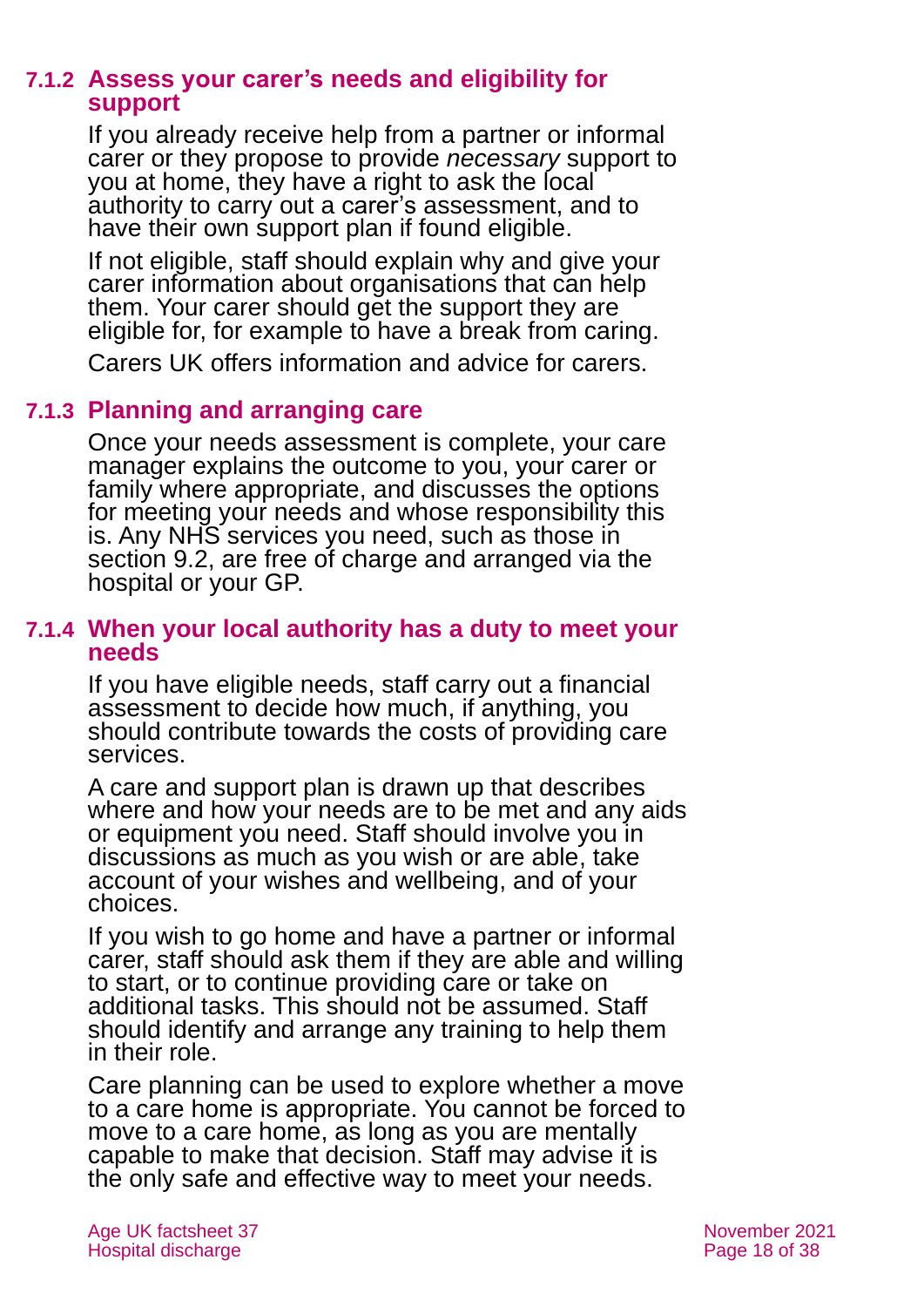### 7.1.2 Assess your carer's needs and eligibility for support

If you already receive help from a partner or informal carer or they propose to provide *necessary* support to you at home, they have a right to ask the local authority to carry out a carer's assessment, and to have their own support plan if found eligible.

If not eligible, staff should explain why and give your carer information about organisations that can help them. Your carer should get the support they are eligible for, for example to have a break from caring.

Carers UK offers information and advice for carers.

### 7.1.3 Planning and arranging care

Once your needs assessment is complete, your care manager explains the outcome to you, your carer or family where appropriate, and discusses the options for meeting your needs and whose responsibility this is. Any NHS services you need, such as those in section 9.2, are free of charge and arranged via the hospital or your GP.

### 7.1.4 When your local authority has a duty to meet your needs

If you have eligible needs, staff carry out a financial assessment to decide how much, if anything, you should contribute towards the costs of providing care services.

A care and support plan is drawn up that describes where and how your needs are to be met and any aids or equipment you need. Staff should involve you in discussions as much as you wish or are able, take account of your wishes and wellbeing, and of your choices.

If you wish to go home and have a partner or informal carer, staff should ask them if they are able and willing to start, or to continue providing care or take on additional tasks. This should not be assumed. Staff should identify and arrange any training to help them in their role.

Care planning can be used to explore whether a move to a care home is appropriate. You cannot be forced to move to a care home, as long as you are mentally capable to make that decision. Staff may advise it is the only safe and effective way to meet your needs.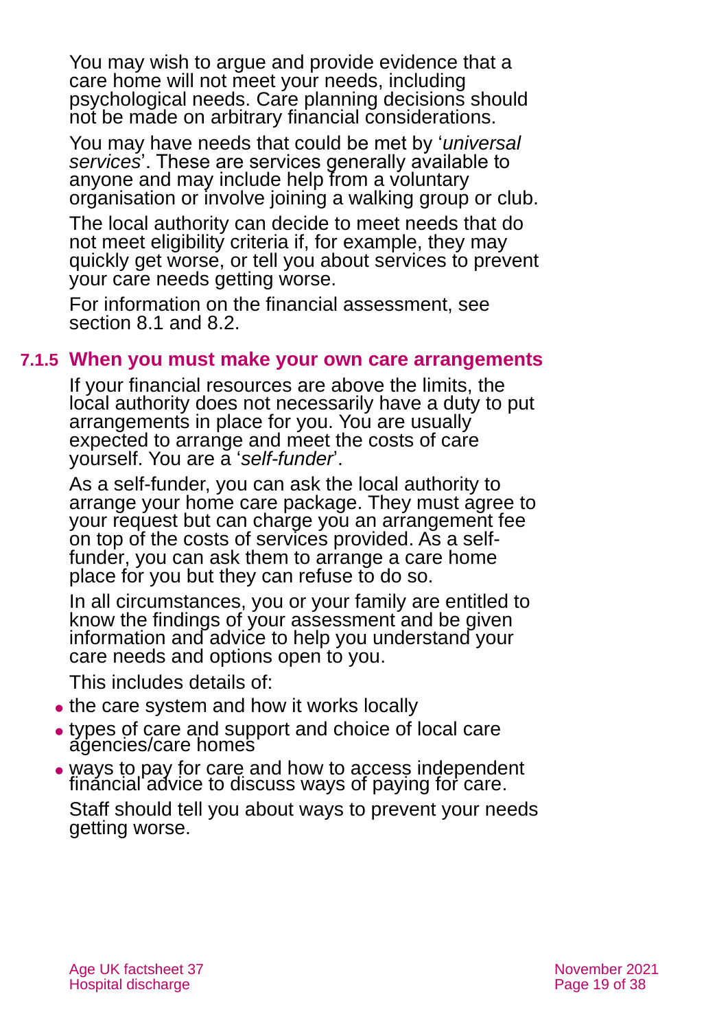You may wish to argue and provide evidence that a care home will not meet your needs, including psychological needs. Care planning decisions should not be made on arbitrary financial considerations.

You may have needs that could be met by '*universal services*'. These are services generally available to anyone and may include help from a voluntary organisation or involve joining a walking group or club.

The local authority can decide to meet needs that do not meet eligibility criteria if, for example, they may quickly get worse, or tell you about services to prevent your care needs getting worse.

For information on the financial assessment, see section 8.1 and 8.2.

### 7.1.5 When you must make your own care arrangements

If your financial resources are above the limits, the local authority does not necessarily have a duty to put arrangements in place for you. You are usually expected to arrange and meet the costs of care yourself. You are a '*self-funder*'.

As a self-funder, you can ask the local authority to arrange your home care package. They must agree to your request but can charge you an arrangement fee on top of the costs of services provided. As a self-funder, you can ask them to arrange a care home place for you but they can refuse to do so.

In all circumstances, you or your family are entitled to know the findings of your assessment and be given information and advice to help you understand your care needs and options open to you.

This includes details of:

- the care system and how it works locally
- types of care and support and choice of local care agencies/care homes
- ways to pay for care and how to access independent financial advice to discuss ways of paying for care.

Staff should tell you about ways to prevent your needs getting worse.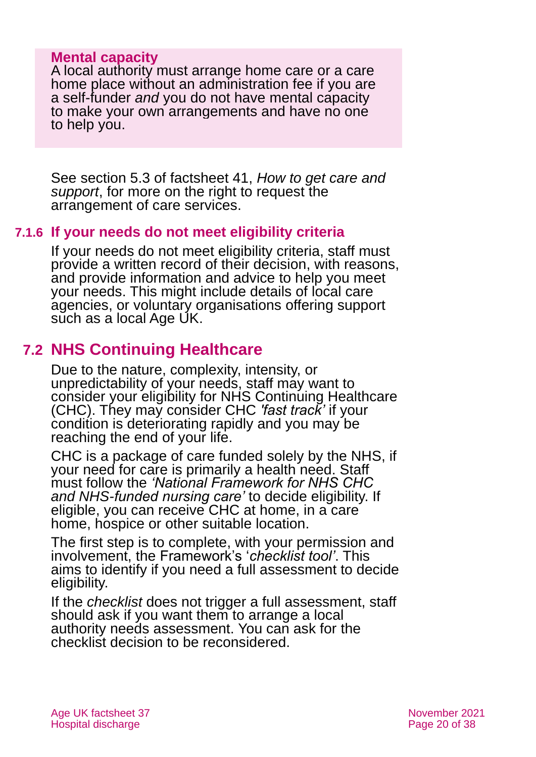**Mental capacity**

A local authority must arrange home care or a care home place without an administration fee if you are a self-funder *and* you do not have mental capacity to make your own arrangements and have no one to help you.

See section 5.3 of factsheet 41, *How to get care and support*, for more on the right to request the arrangement of care services.

### 7.1.6 If your needs do not meet eligibility criteria

If your needs do not meet eligibility criteria, staff must provide a written record of their decision, with reasons, and provide information and advice to help you meet your needs. This might include details of local care agencies, or voluntary organisations offering support such as a local Age UK.

## 7.2 NHS Continuing Healthcare

Due to the nature, complexity, intensity, or unpredictability of your needs, staff may want to consider your eligibility for NHS Continuing Healthcare (CHC). They may consider CHC *'fast track'* if your condition is deteriorating rapidly and you may be reaching the end of your life.

CHC is a package of care funded solely by the NHS, if your need for care is primarily a health need. Staff must follow the *'National Framework for NHS CHC and NHS-funded nursing care'* to decide eligibility. If eligible, you can receive CHC at home, in a care home, hospice or other suitable location.

The first step is to complete, with your permission and involvement, the Framework's '*checklist tool'*. This aims to identify if you need a full assessment to decide eligibility.

If the *checklist* does not trigger a full assessment, staff should ask if you want them to arrange a local authority needs assessment. You can ask for the checklist decision to be reconsidered.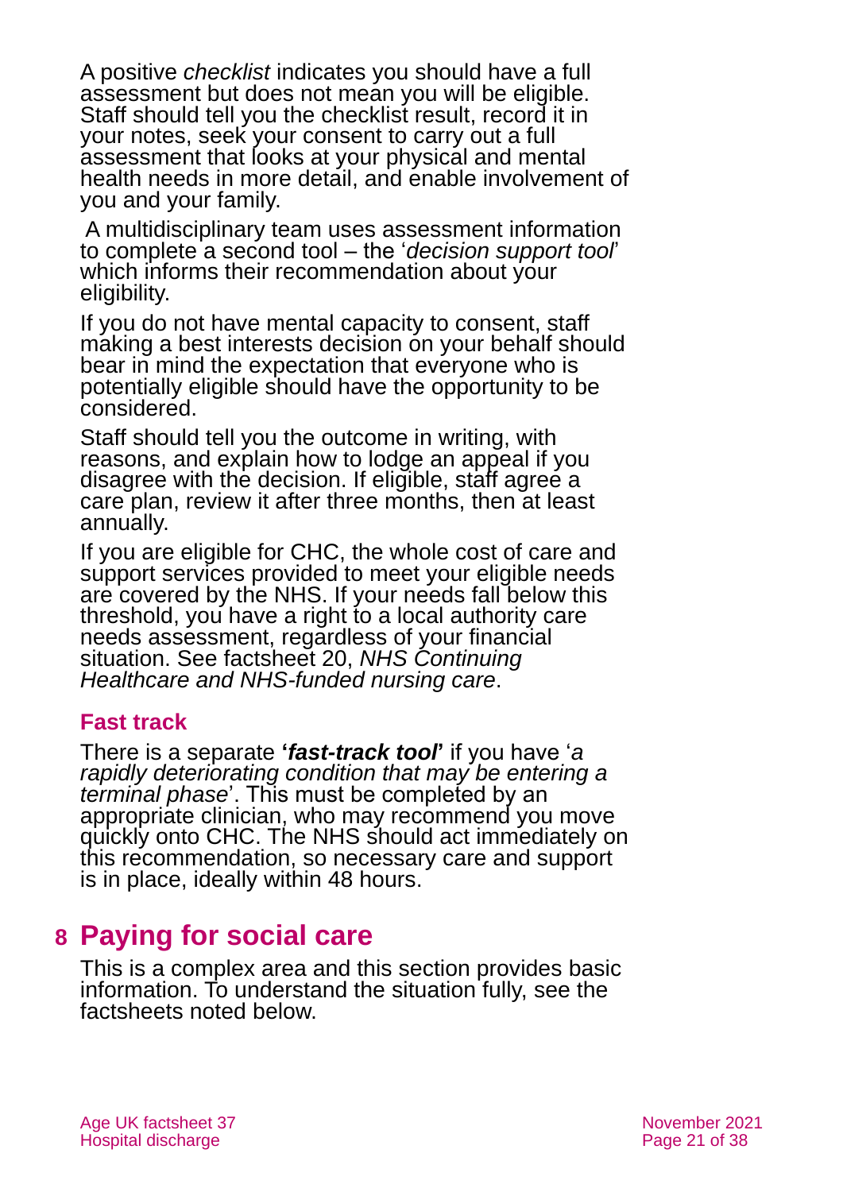A positive *checklist* indicates you should have a full assessment but does not mean you will be eligible. Staff should tell you the checklist result, record it in your notes, seek your consent to carry out a full assessment that looks at your physical and mental health needs in more detail, and enable involvement of you and your family.

A multidisciplinary team uses assessment information to complete a second tool – the '*decision support tool*' which informs their recommendation about your eligibility.

If you do not have mental capacity to consent, staff making a best interests decision on your behalf should bear in mind the expectation that everyone who is potentially eligible should have the opportunity to be considered.

Staff should tell you the outcome in writing, with reasons, and explain how to lodge an appeal if you disagree with the decision. If eligible, staff agree a care plan, review it after three months, then at least annually.

If you are eligible for CHC, the whole cost of care and support services provided to meet your eligible needs are covered by the NHS. If your needs fall below this threshold, you have a right to a local authority care needs assessment, regardless of your financial situation. See factsheet 20, *NHS Continuing Healthcare and NHS-funded nursing care*.

### Fast track

There is a separate **'*fast-track tool*'** if you have '*a rapidly deteriorating condition that may be entering a terminal phase*'. This must be completed by an appropriate clinician, who may recommend you move quickly onto CHC. The NHS should act immediately on this recommendation, so necessary care and support is in place, ideally within 48 hours.

## 8 Paying for social care

This is a complex area and this section provides basic information. To understand the situation fully, see the factsheets noted below.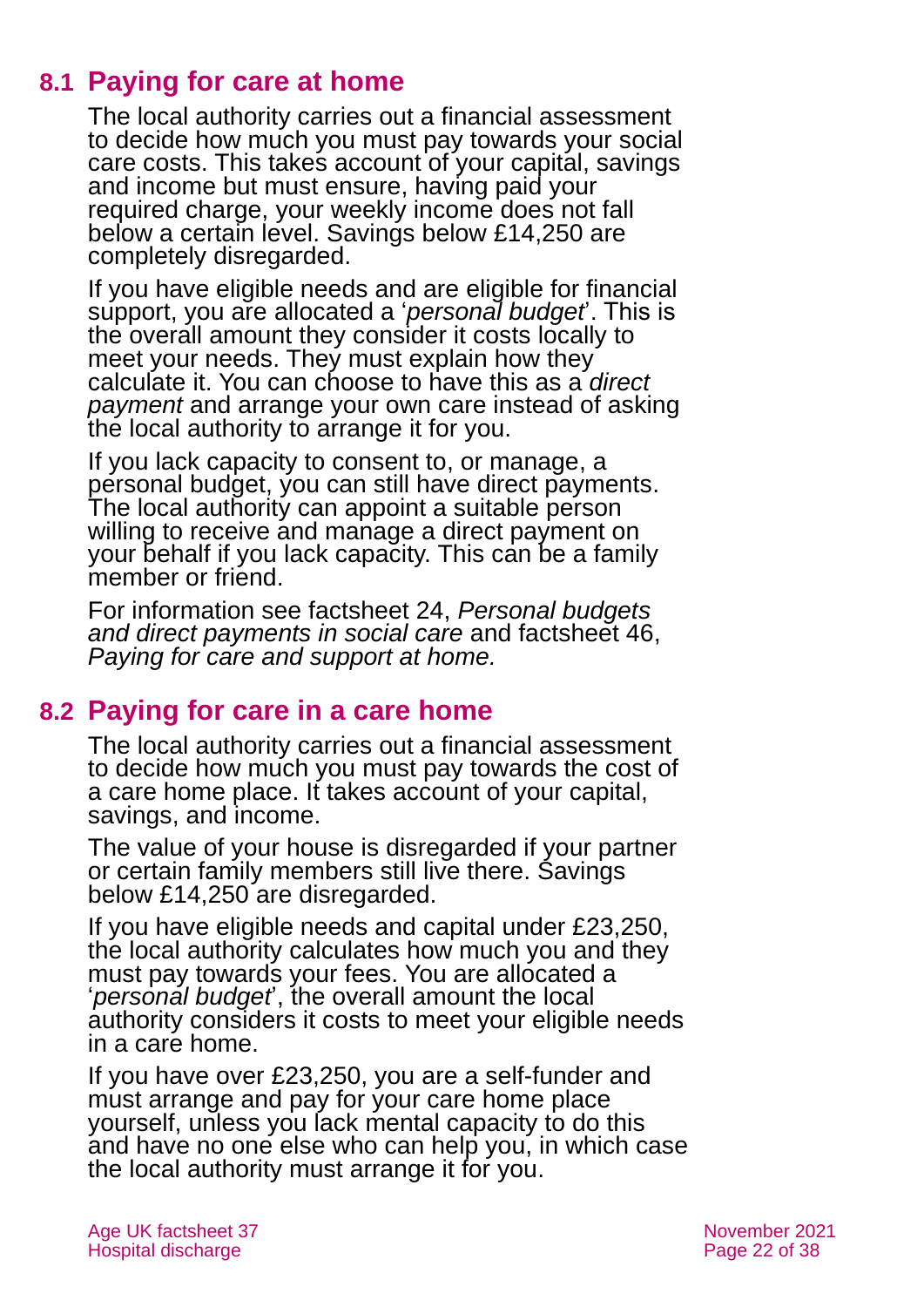## 8.1 Paying for care at home

The local authority carries out a financial assessment to decide how much you must pay towards your social care costs. This takes account of your capital, savings and income but must ensure, having paid your required charge, your weekly income does not fall below a certain level. Savings below £14,250 are completely disregarded.

If you have eligible needs and are eligible for financial support, you are allocated a '*personal budget*'. This is the overall amount they consider it costs locally to meet your needs. They must explain how they calculate it. You can choose to have this as a *direct payment* and arrange your own care instead of asking the local authority to arrange it for you.

If you lack capacity to consent to, or manage, a personal budget, you can still have direct payments. The local authority can appoint a suitable person willing to receive and manage a direct payment on your behalf if you lack capacity. This can be a family member or friend.

For information see factsheet 24, *Personal budgets and direct payments in social care* and factsheet 46, *Paying for care and support at home.*

## 8.2 Paying for care in a care home

The local authority carries out a financial assessment to decide how much you must pay towards the cost of a care home place. It takes account of your capital, savings, and income.

The value of your house is disregarded if your partner or certain family members still live there. Savings below £14,250 are disregarded.

If you have eligible needs and capital under £23,250, the local authority calculates how much you and they must pay towards your fees. You are allocated a '*personal budget*', the overall amount the local authority considers it costs to meet your eligible needs in a care home.

If you have over £23,250, you are a self-funder and must arrange and pay for your care home place yourself, unless you lack mental capacity to do this and have no one else who can help you, in which case the local authority must arrange it for you.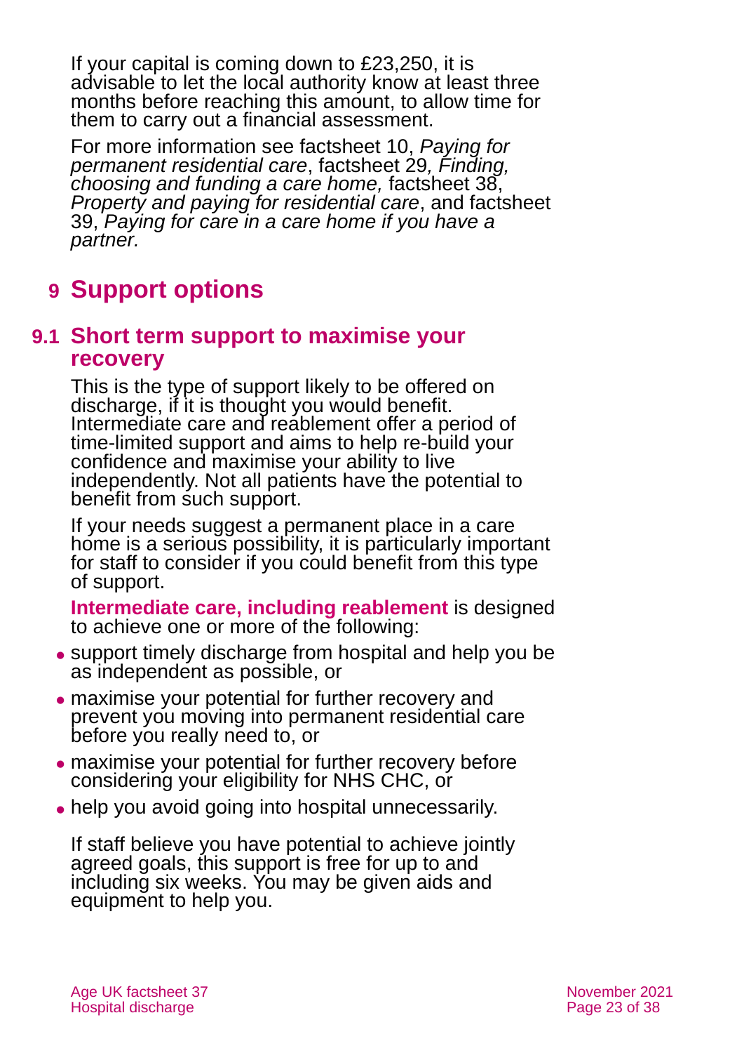If your capital is coming down to £23,250, it is advisable to let the local authority know at least three months before reaching this amount, to allow time for them to carry out a financial assessment.

For more information see factsheet 10, *Paying for permanent residential care*, factsheet 29*, Finding, choosing and funding a care home,* factsheet 38, *Property and paying for residential care*, and factsheet 39, *Paying for care in a care home if you have a partner.*

# 9 Support options

## 9.1 Short term support to maximise your recovery

This is the type of support likely to be offered on discharge, if it is thought you would benefit. Intermediate care and reablement offer a period of time-limited support and aims to help re-build your confidence and maximise your ability to live independently. Not all patients have the potential to benefit from such support.

If your needs suggest a permanent place in a care home is a serious possibility, it is particularly important for staff to consider if you could benefit from this type of support.

**Intermediate care, including reablement** is designed to achieve one or more of the following:

- support timely discharge from hospital and help you be as independent as possible, or
- maximise your potential for further recovery and prevent you moving into permanent residential care before you really need to, or
- maximise your potential for further recovery before considering your eligibility for NHS CHC, or
- help you avoid going into hospital unnecessarily.

If staff believe you have potential to achieve jointly agreed goals, this support is free for up to and including six weeks. You may be given aids and equipment to help you.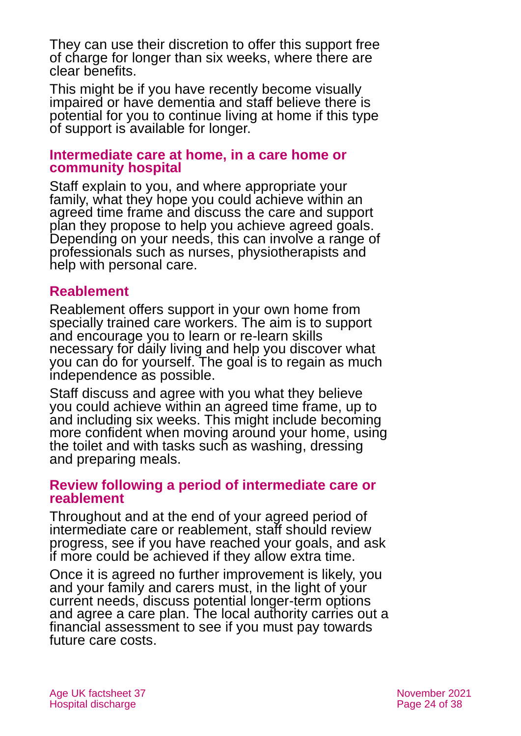They can use their discretion to offer this support free of charge for longer than six weeks, where there are clear benefits.

This might be if you have recently become visually impaired or have dementia and staff believe there is potential for you to continue living at home if this type of support is available for longer.

### Intermediate care at home, in a care home or community hospital

Staff explain to you, and where appropriate your family, what they hope you could achieve within an agreed time frame and discuss the care and support plan they propose to help you achieve agreed goals. Depending on your needs, this can involve a range of professionals such as nurses, physiotherapists and help with personal care.

## Reablement

Reablement offers support in your own home from specially trained care workers. The aim is to support and encourage you to learn or re-learn skills necessary for daily living and help you discover what you can do for yourself. The goal is to regain as much independence as possible.

Staff discuss and agree with you what they believe you could achieve within an agreed time frame, up to and including six weeks. This might include becoming more confident when moving around your home, using the toilet and with tasks such as washing, dressing and preparing meals.

### Review following a period of intermediate care or reablement

Throughout and at the end of your agreed period of intermediate care or reablement, staff should review progress, see if you have reached your goals, and ask if more could be achieved if they allow extra time.

Once it is agreed no further improvement is likely, you and your family and carers must, in the light of your current needs, discuss potential longer-term options and agree a care plan. The local authority carries out a financial assessment to see if you must pay towards future care costs.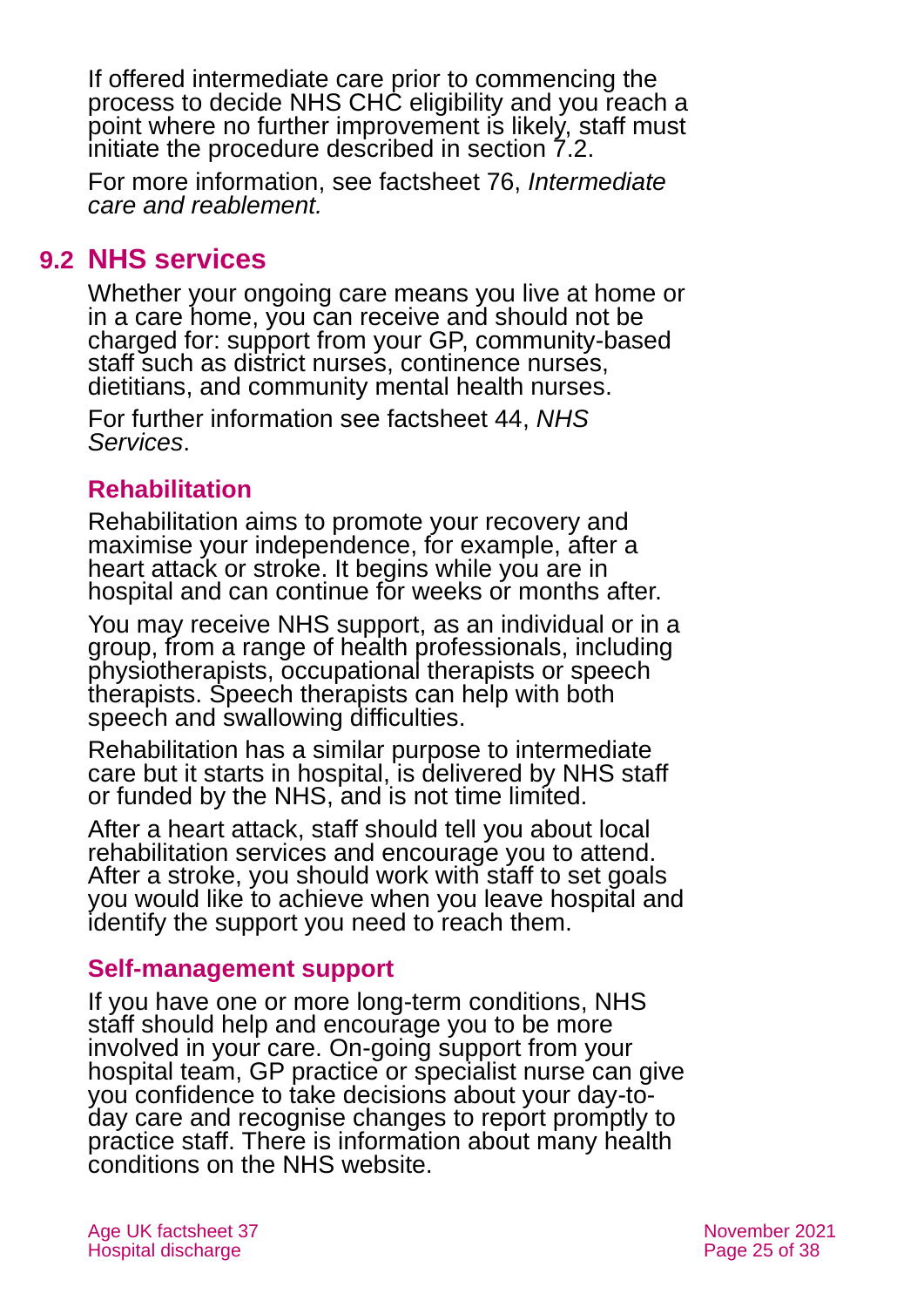If offered intermediate care prior to commencing the process to decide NHS CHC eligibility and you reach a point where no further improvement is likely, staff must initiate the procedure described in section 7.2.

For more information, see factsheet 76, *Intermediate care and reablement.*

## 9.2 NHS services

Whether your ongoing care means you live at home or in a care home, you can receive and should not be charged for: support from your GP, community-based staff such as district nurses, continence nurses, dietitians, and community mental health nurses.

For further information see factsheet 44, *NHS Services*.

### Rehabilitation

Rehabilitation aims to promote your recovery and maximise your independence, for example, after a heart attack or stroke. It begins while you are in hospital and can continue for weeks or months after.

You may receive NHS support, as an individual or in a group, from a range of health professionals, including physiotherapists, occupational therapists or speech therapists. Speech therapists can help with both speech and swallowing difficulties.

Rehabilitation has a similar purpose to intermediate care but it starts in hospital, is delivered by NHS staff or funded by the NHS, and is not time limited.

After a heart attack, staff should tell you about local rehabilitation services and encourage you to attend. After a stroke, you should work with staff to set goals you would like to achieve when you leave hospital and identify the support you need to reach them.

### Self-management support

If you have one or more long-term conditions, NHS staff should help and encourage you to be more involved in your care. On-going support from your hospital team, GP practice or specialist nurse can give you confidence to take decisions about your day-to-day care and recognise changes to report promptly to practice staff. There is information about many health conditions on the NHS website.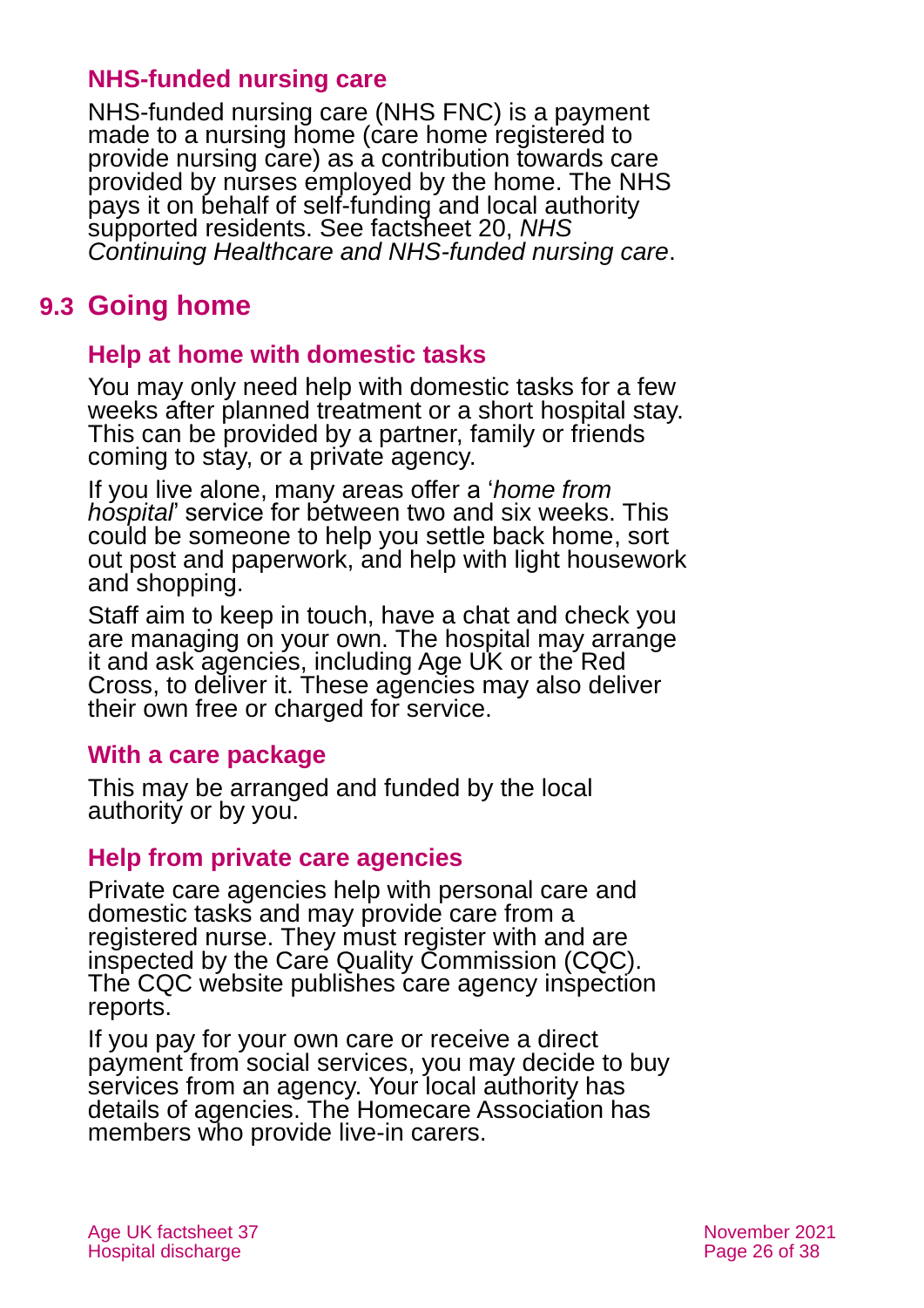### NHS-funded nursing care

NHS-funded nursing care (NHS FNC) is a payment made to a nursing home (care home registered to provide nursing care) as a contribution towards care provided by nurses employed by the home. The NHS pays it on behalf of self-funding and local authority supported residents. See factsheet 20, *NHS Continuing Healthcare and NHS-funded nursing care*.

## 9.3 Going home

### Help at home with domestic tasks

You may only need help with domestic tasks for a few weeks after planned treatment or a short hospital stay. This can be provided by a partner, family or friends coming to stay, or a private agency.

If you live alone, many areas offer a '*home from hospital*' service for between two and six weeks. This could be someone to help you settle back home, sort out post and paperwork, and help with light housework and shopping.

Staff aim to keep in touch, have a chat and check you are managing on your own. The hospital may arrange it and ask agencies, including Age UK or the Red Cross, to deliver it. These agencies may also deliver their own free or charged for service.

### With a care package

This may be arranged and funded by the local authority or by you.

### Help from private care agencies

Private care agencies help with personal care and domestic tasks and may provide care from a registered nurse. They must register with and are inspected by the Care Quality Commission (CQC). The CQC website publishes care agency inspection reports.

If you pay for your own care or receive a direct payment from social services, you may decide to buy services from an agency. Your local authority has details of agencies. The Homecare Association has members who provide live-in carers.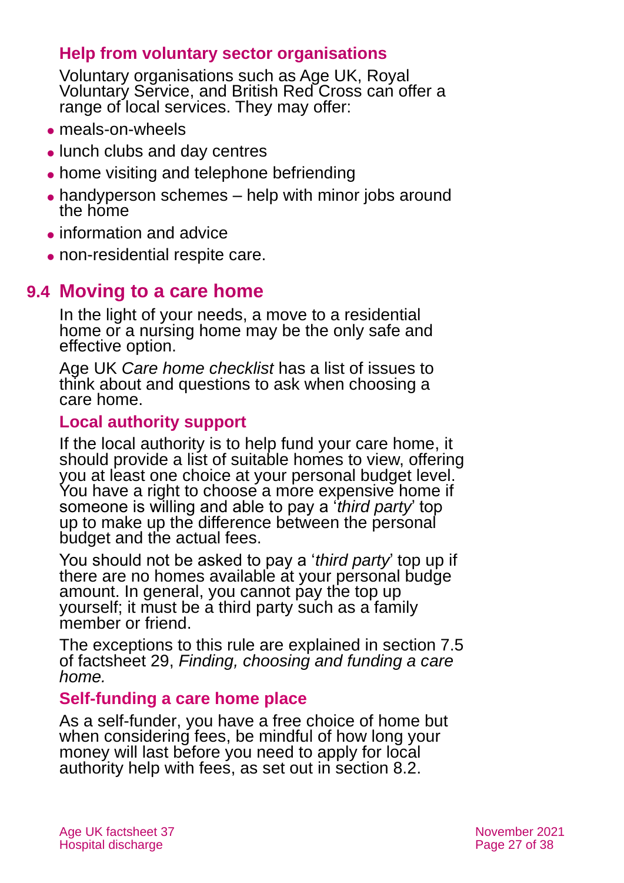### Help from voluntary sector organisations

Voluntary organisations such as Age UK, Royal Voluntary Service, and British Red Cross can offer a range of local services. They may offer:

- meals-on-wheels
- lunch clubs and day centres
- home visiting and telephone befriending
- handyperson schemes – help with minor jobs around the home
- information and advice
- non-residential respite care.

## 9.4 Moving to a care home

In the light of your needs, a move to a residential home or a nursing home may be the only safe and effective option.

Age UK *Care home checklist* has a list of issues to think about and questions to ask when choosing a care home.

### Local authority support

If the local authority is to help fund your care home, it should provide a list of suitable homes to view, offering you at least one choice at your personal budget level. You have a right to choose a more expensive home if someone is willing and able to pay a '*third party*' top up to make up the difference between the personal budget and the actual fees.

You should not be asked to pay a '*third party*' top up if there are no homes available at your personal budge amount. In general, you cannot pay the top up yourself; it must be a third party such as a family member or friend.

The exceptions to this rule are explained in section 7.5 of factsheet 29, *Finding, choosing and funding a care home.*

### Self-funding a care home place

As a self-funder, you have a free choice of home but when considering fees, be mindful of how long your money will last before you need to apply for local authority help with fees, as set out in section 8.2.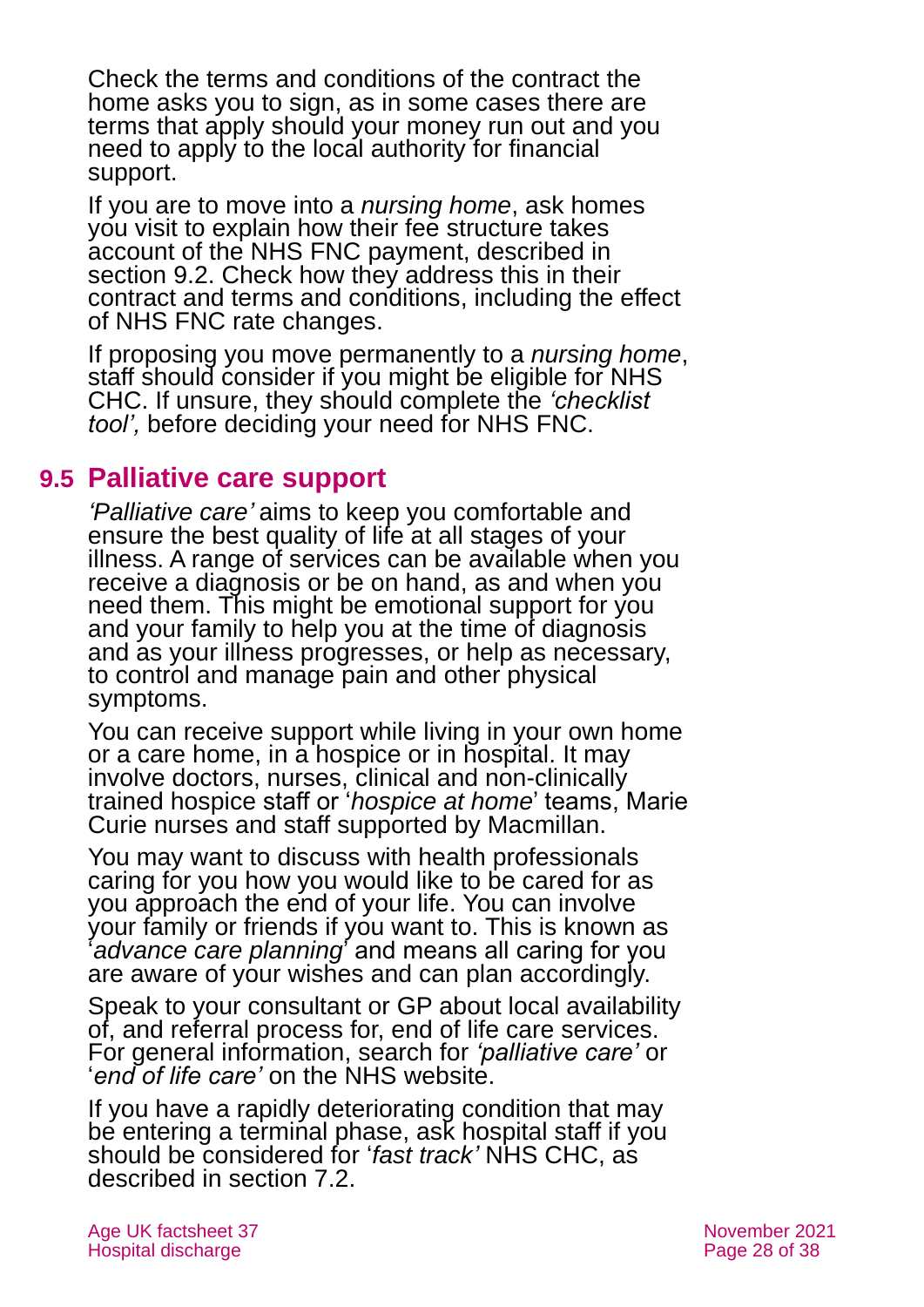Check the terms and conditions of the contract the home asks you to sign, as in some cases there are terms that apply should your money run out and you need to apply to the local authority for financial support.

If you are to move into a *nursing home*, ask homes you visit to explain how their fee structure takes account of the NHS FNC payment, described in section 9.2. Check how they address this in their contract and terms and conditions, including the effect of NHS FNC rate changes.

If proposing you move permanently to a *nursing home*, staff should consider if you might be eligible for NHS CHC. If unsure, they should complete the *'checklist tool',* before deciding your need for NHS FNC.

## 9.5 Palliative care support

*'Palliative care'* aims to keep you comfortable and ensure the best quality of life at all stages of your illness. A range of services can be available when you receive a diagnosis or be on hand, as and when you need them. This might be emotional support for you and your family to help you at the time of diagnosis and as your illness progresses, or help as necessary, to control and manage pain and other physical symptoms.

You can receive support while living in your own home or a care home, in a hospice or in hospital. It may involve doctors, nurses, clinical and non-clinically trained hospice staff or '*hospice at home*' teams, Marie Curie nurses and staff supported by Macmillan.

You may want to discuss with health professionals caring for you how you would like to be cared for as you approach the end of your life. You can involve your family or friends if you want to. This is known as '*advance care planning*' and means all caring for you are aware of your wishes and can plan accordingly.

Speak to your consultant or GP about local availability of, and referral process for, end of life care services. For general information, search for *'palliative care'* or '*end of life care'* on the NHS website.

If you have a rapidly deteriorating condition that may be entering a terminal phase, ask hospital staff if you should be considered for '*fast track'* NHS CHC, as described in section 7.2.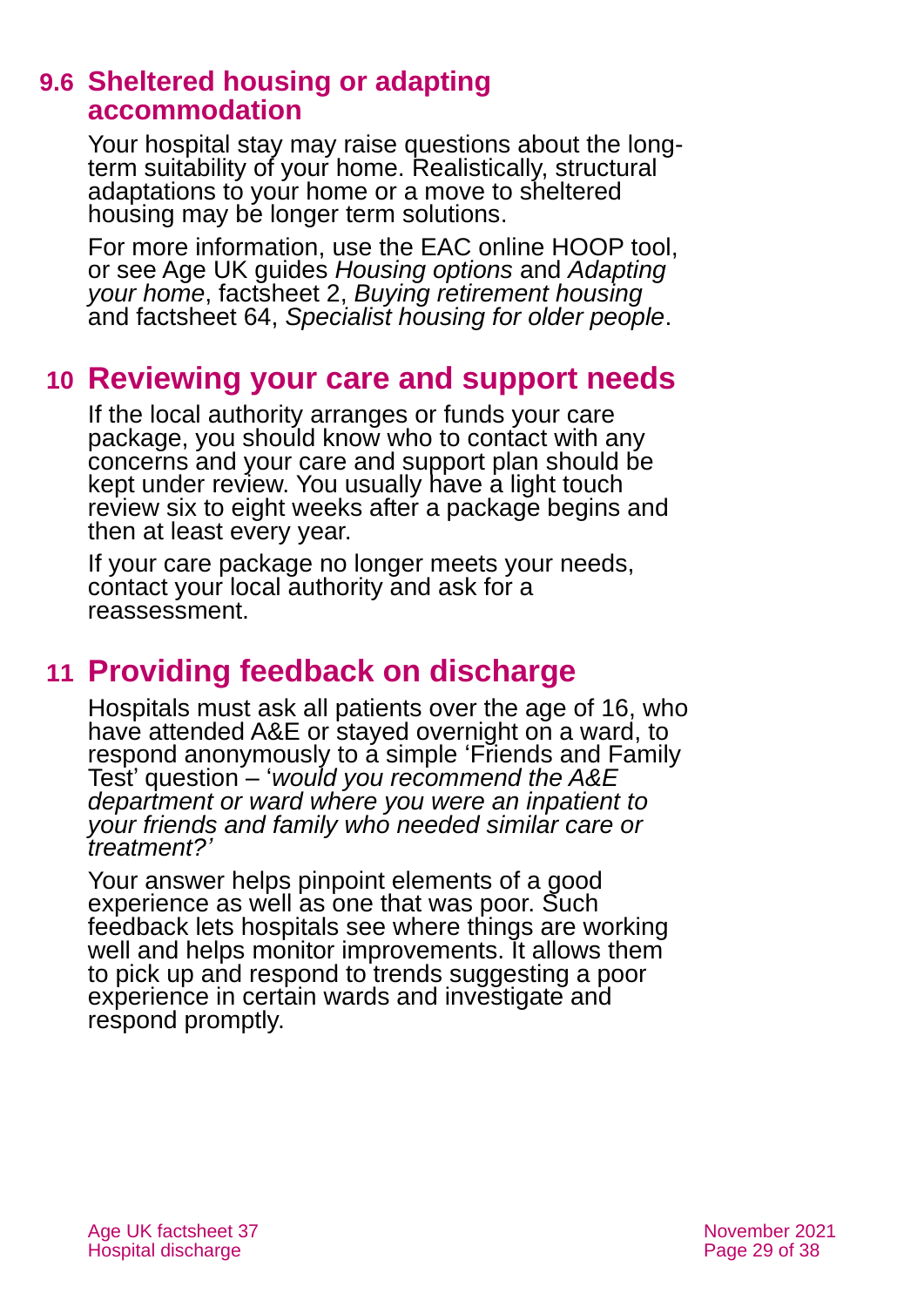### 9.6 Sheltered housing or adapting accommodation

Your hospital stay may raise questions about the long-term suitability of your home. Realistically, structural adaptations to your home or a move to sheltered housing may be longer term solutions.

For more information, use the EAC online HOOP tool, or see Age UK guides *Housing options* and *Adapting your home*, factsheet 2, *Buying retirement housing* and factsheet 64, *Specialist housing for older people*.

## 10 Reviewing your care and support needs

If the local authority arranges or funds your care package, you should know who to contact with any concerns and your care and support plan should be kept under review. You usually have a light touch review six to eight weeks after a package begins and then at least every year.

If your care package no longer meets your needs, contact your local authority and ask for a reassessment.

## 11 Providing feedback on discharge

Hospitals must ask all patients over the age of 16, who have attended A&E or stayed overnight on a ward, to respond anonymously to a simple 'Friends and Family Test' question – '*would you recommend the A&E department or ward where you were an inpatient to your friends and family who needed similar care or treatment?'*

Your answer helps pinpoint elements of a good experience as well as one that was poor. Such feedback lets hospitals see where things are working well and helps monitor improvements. It allows them to pick up and respond to trends suggesting a poor experience in certain wards and investigate and respond promptly.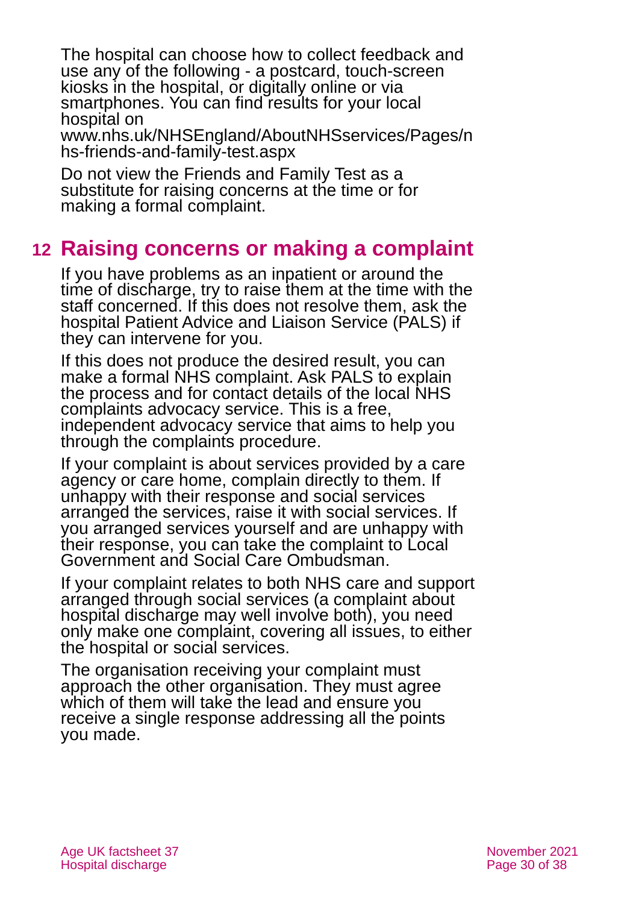The hospital can choose how to collect feedback and use any of the following - a postcard, touch-screen kiosks in the hospital, or digitally online or via smartphones. You can find results for your local hospital on www.nhs.uk/NHSEngland/AboutNHSservices/Pages/nhs-friends-and-family-test.aspx

Do not view the Friends and Family Test as a substitute for raising concerns at the time or for making a formal complaint.

## 12 Raising concerns or making a complaint

If you have problems as an inpatient or around the time of discharge, try to raise them at the time with the staff concerned. If this does not resolve them, ask the hospital Patient Advice and Liaison Service (PALS) if they can intervene for you.

If this does not produce the desired result, you can make a formal NHS complaint. Ask PALS to explain the process and for contact details of the local NHS complaints advocacy service. This is a free, independent advocacy service that aims to help you through the complaints procedure.

If your complaint is about services provided by a care agency or care home, complain directly to them. If unhappy with their response and social services arranged the services, raise it with social services. If you arranged services yourself and are unhappy with their response, you can take the complaint to Local Government and Social Care Ombudsman.

If your complaint relates to both NHS care and support arranged through social services (a complaint about hospital discharge may well involve both), you need only make one complaint, covering all issues, to either the hospital or social services.

The organisation receiving your complaint must approach the other organisation. They must agree which of them will take the lead and ensure you receive a single response addressing all the points you made.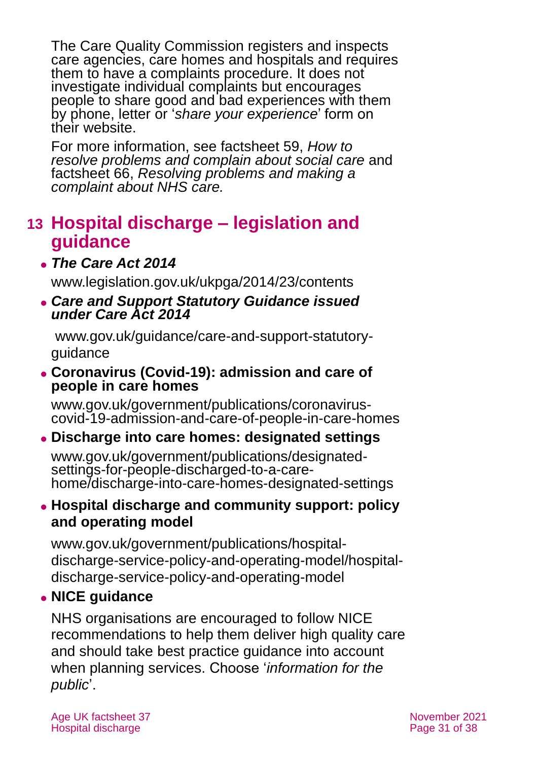The Care Quality Commission registers and inspects care agencies, care homes and hospitals and requires them to have a complaints procedure. It does not investigate individual complaints but encourages people to share good and bad experiences with them by phone, letter or '*share your experience*' form on their website.

For more information, see factsheet 59, *How to resolve problems and complain about social care* and factsheet 66, *Resolving problems and making a complaint about NHS care.*

## 13 Hospital discharge – legislation and guidance

- ***The Care Act 2014***

  www.legislation.gov.uk/ukpga/2014/23/contents

- ***Care and Support Statutory Guidance issued under Care Act 2014***

  www.gov.uk/guidance/care-and-support-statutory-guidance

- **Coronavirus (Covid-19): admission and care of people in care homes**

  www.gov.uk/government/publications/coronavirus-covid-19-admission-and-care-of-people-in-care-homes

- **Discharge into care homes: designated settings**

  www.gov.uk/government/publications/designated-settings-for-people-discharged-to-a-care-home/discharge-into-care-homes-designated-settings

- **Hospital discharge and community support: policy and operating model**

  www.gov.uk/government/publications/hospital-discharge-service-policy-and-operating-model/hospital-discharge-service-policy-and-operating-model

- **NICE guidance**

  NHS organisations are encouraged to follow NICE recommendations to help them deliver high quality care and should take best practice guidance into account when planning services. Choose '*information for the public*'.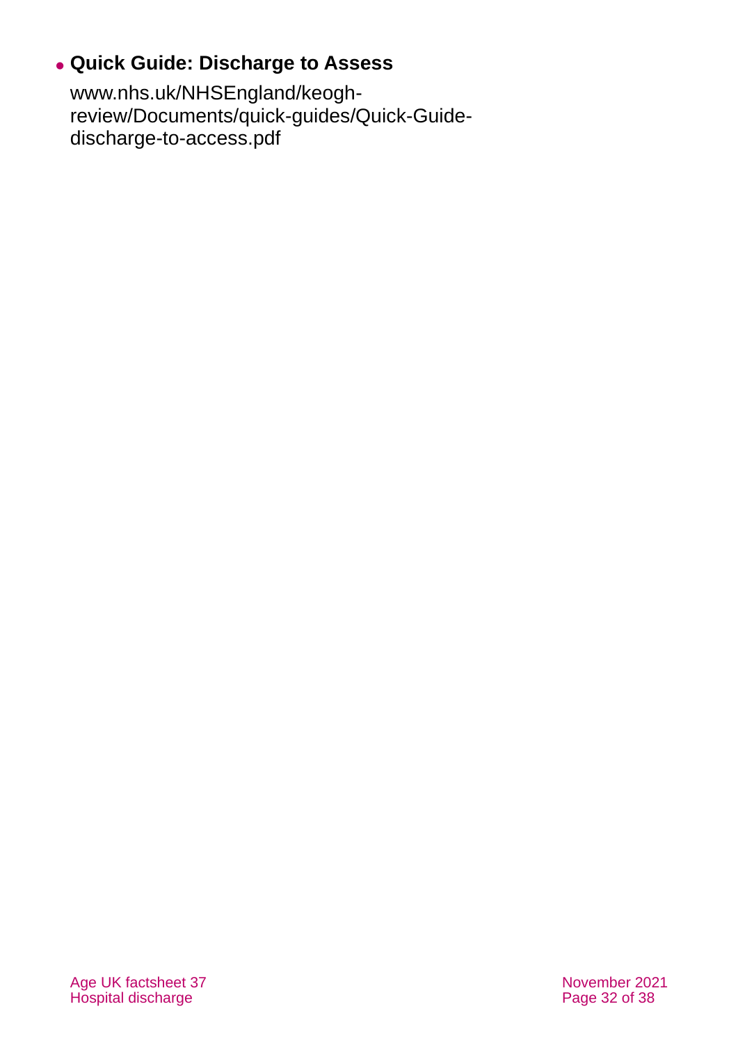- **Quick Guide: Discharge to Assess**

  www.nhs.uk/NHSEngland/keogh-review/Documents/quick-guides/Quick-Guide-discharge-to-access.pdf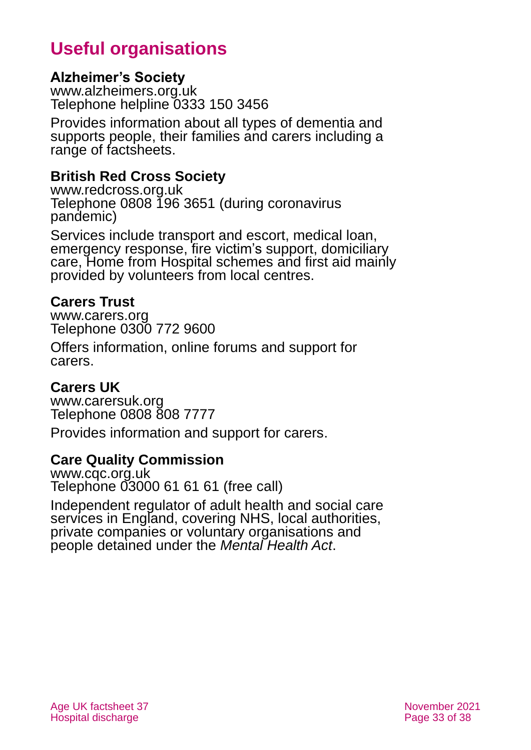# Useful organisations

### Alzheimer's Society

www.alzheimers.org.uk
Telephone helpline 0333 150 3456

Provides information about all types of dementia and supports people, their families and carers including a range of factsheets.

### British Red Cross Society

www.redcross.org.uk
Telephone 0808 196 3651 (during coronavirus pandemic)

Services include transport and escort, medical loan, emergency response, fire victim's support, domiciliary care, Home from Hospital schemes and first aid mainly provided by volunteers from local centres.

### Carers Trust

www.carers.org
Telephone 0300 772 9600

Offers information, online forums and support for carers.

### Carers UK

www.carersuk.org
Telephone 0808 808 7777

Provides information and support for carers.

### Care Quality Commission

www.cqc.org.uk
Telephone 03000 61 61 61 (free call)

Independent regulator of adult health and social care services in England, covering NHS, local authorities, private companies or voluntary organisations and people detained under the *Mental Health Act*.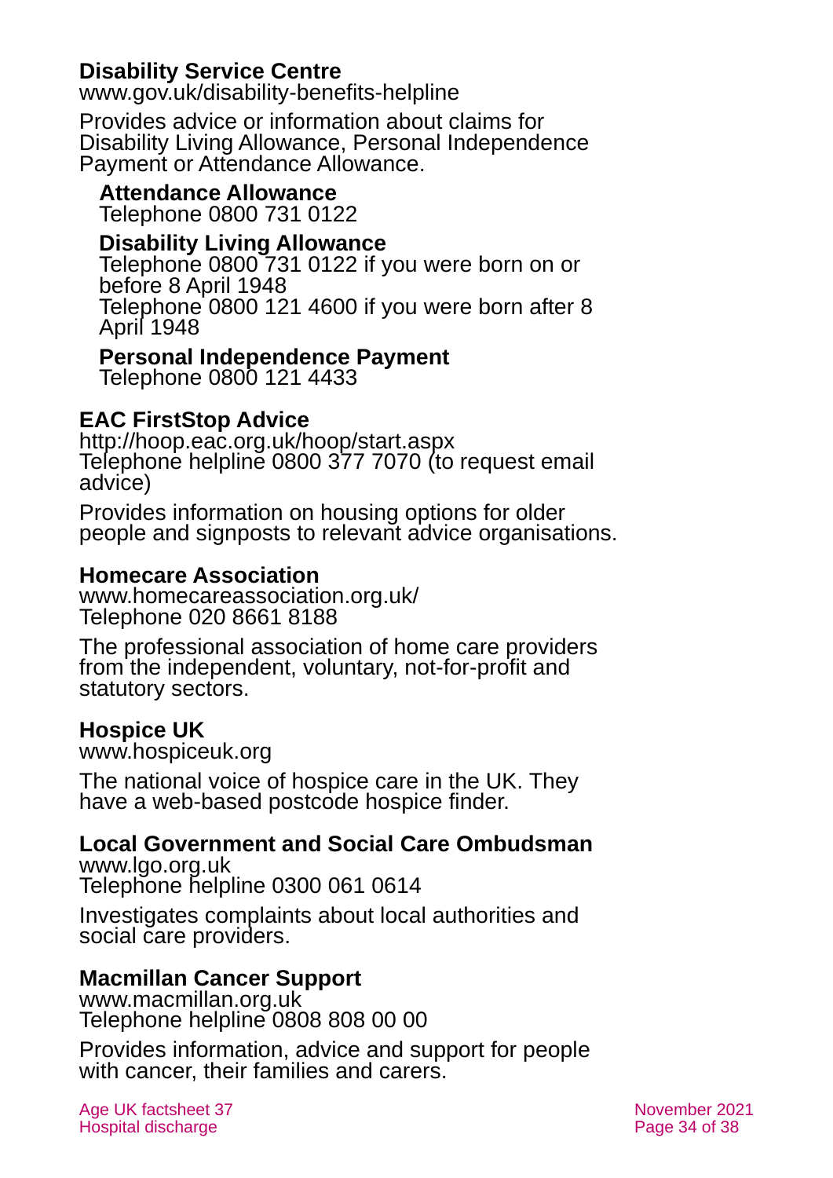### Disability Service Centre

www.gov.uk/disability-benefits-helpline

Provides advice or information about claims for Disability Living Allowance, Personal Independence Payment or Attendance Allowance.

#### Attendance Allowance

Telephone 0800 731 0122

#### Disability Living Allowance

Telephone 0800 731 0122 if you were born on or before 8 April 1948
Telephone 0800 121 4600 if you were born after 8 April 1948

#### Personal Independence Payment

Telephone 0800 121 4433

### EAC FirstStop Advice

http://hoop.eac.org.uk/hoop/start.aspx
Telephone helpline 0800 377 7070 (to request email advice)

Provides information on housing options for older people and signposts to relevant advice organisations.

### Homecare Association

www.homecareassociation.org.uk/
Telephone 020 8661 8188

The professional association of home care providers from the independent, voluntary, not-for-profit and statutory sectors.

### Hospice UK

www.hospiceuk.org

The national voice of hospice care in the UK. They have a web-based postcode hospice finder.

### Local Government and Social Care Ombudsman

www.lgo.org.uk
Telephone helpline 0300 061 0614

Investigates complaints about local authorities and social care providers.

### Macmillan Cancer Support

www.macmillan.org.uk
Telephone helpline 0808 808 00 00

Provides information, advice and support for people with cancer, their families and carers.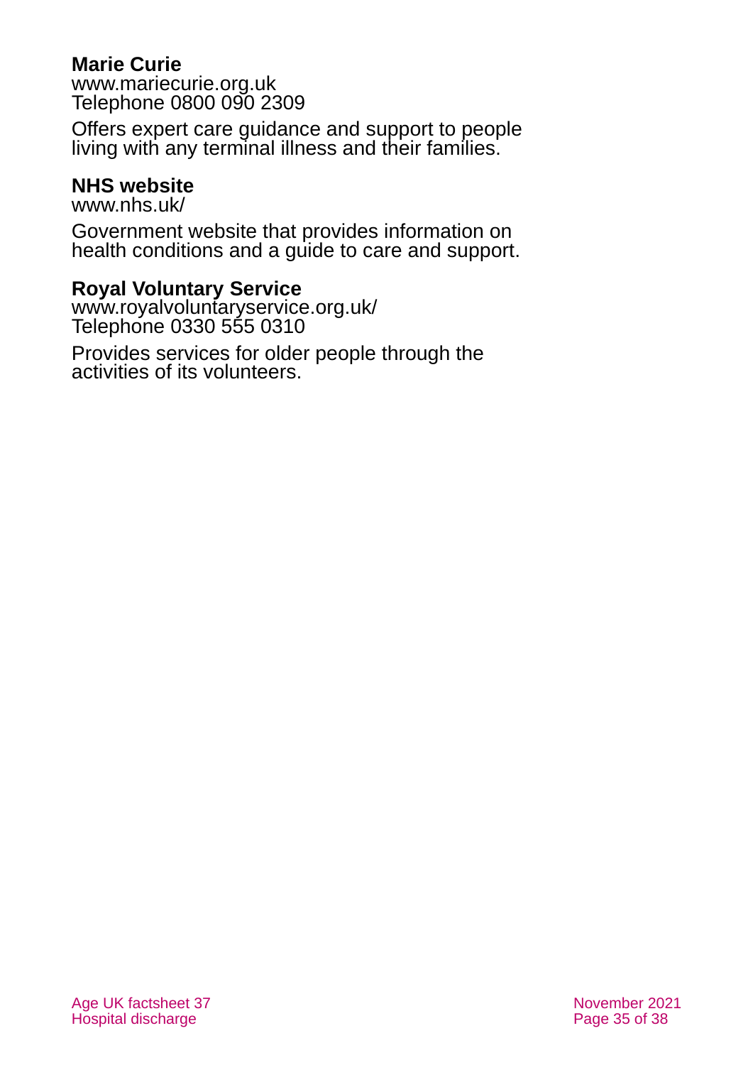**Marie Curie**
www.mariecurie.org.uk
Telephone 0800 090 2309

Offers expert care guidance and support to people living with any terminal illness and their families.

**NHS website**
www.nhs.uk/

Government website that provides information on health conditions and a guide to care and support.

**Royal Voluntary Service**
www.royalvoluntaryservice.org.uk/
Telephone 0330 555 0310

Provides services for older people through the activities of its volunteers.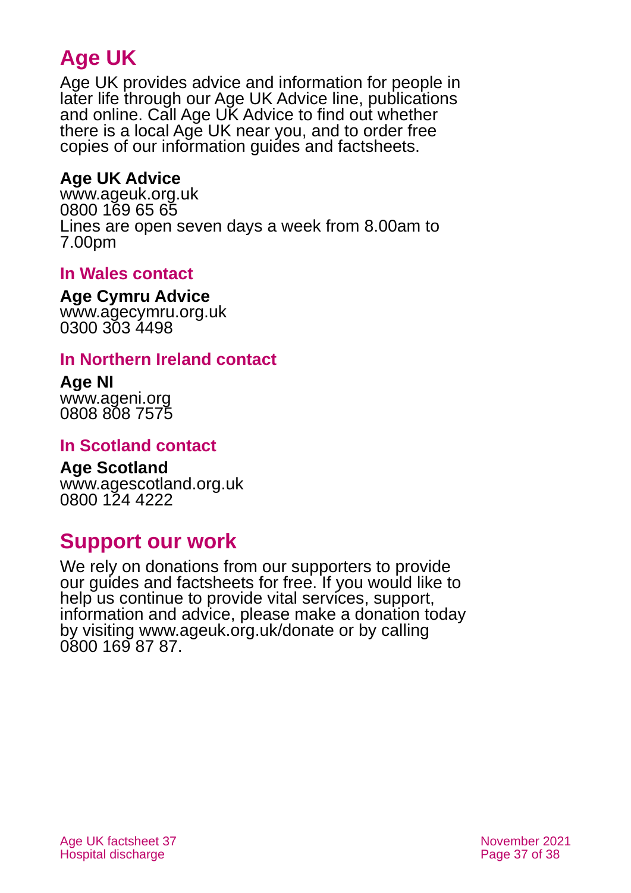## Age UK

Age UK provides advice and information for people in later life through our Age UK Advice line, publications and online. Call Age UK Advice to find out whether there is a local Age UK near you, and to order free copies of our information guides and factsheets.

**Age UK Advice**
www.ageuk.org.uk
0800 169 65 65
Lines are open seven days a week from 8.00am to 7.00pm

### In Wales contact

**Age Cymru Advice**
www.agecymru.org.uk
0300 303 4498

### In Northern Ireland contact

**Age NI**
www.ageni.org
0808 808 7575

### In Scotland contact

**Age Scotland**
www.agescotland.org.uk
0800 124 4222

## Support our work

We rely on donations from our supporters to provide our guides and factsheets for free. If you would like to help us continue to provide vital services, support, information and advice, please make a donation today by visiting www.ageuk.org.uk/donate or by calling 0800 169 87 87.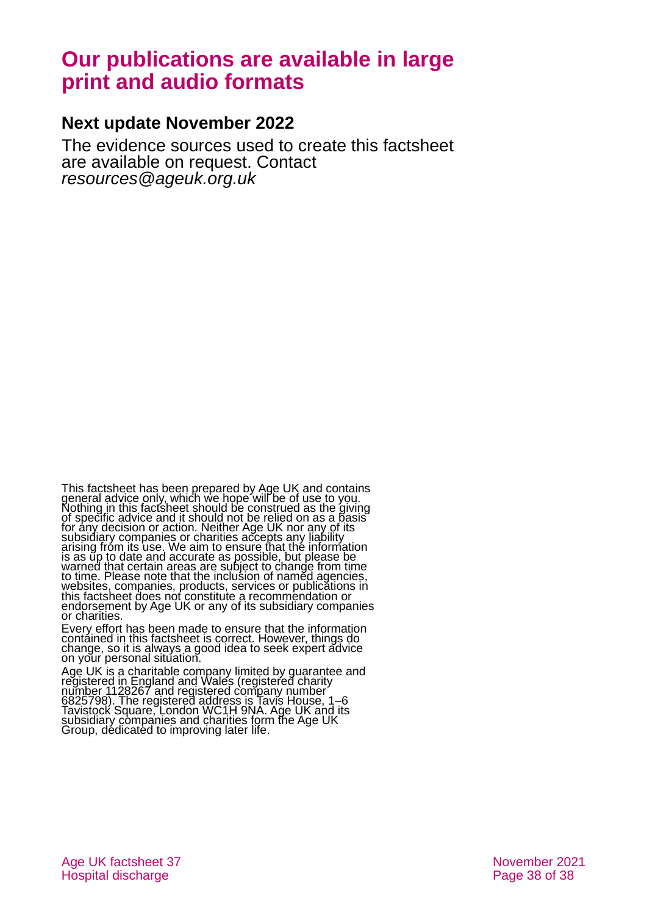# Our publications are available in large print and audio formats

## Next update November 2022

The evidence sources used to create this factsheet are available on request. Contact *resources@ageuk.org.uk*

This factsheet has been prepared by Age UK and contains general advice only, which we hope will be of use to you. Nothing in this factsheet should be construed as the giving of specific advice and it should not be relied on as a basis for any decision or action. Neither Age UK nor any of its subsidiary companies or charities accepts any liability arising from its use. We aim to ensure that the information is as up to date and accurate as possible, but please be warned that certain areas are subject to change from time to time. Please note that the inclusion of named agencies, websites, companies, products, services or publications in this factsheet does not constitute a recommendation or endorsement by Age UK or any of its subsidiary companies or charities.

Every effort has been made to ensure that the information contained in this factsheet is correct. However, things do change, so it is always a good idea to seek expert advice on your personal situation.

Age UK is a charitable company limited by guarantee and registered in England and Wales (registered charity number 1128267 and registered company number 6825798). The registered address is Tavis House, 1–6 Tavistock Square, London WC1H 9NA. Age UK and its subsidiary companies and charities form the Age UK Group, dedicated to improving later life.